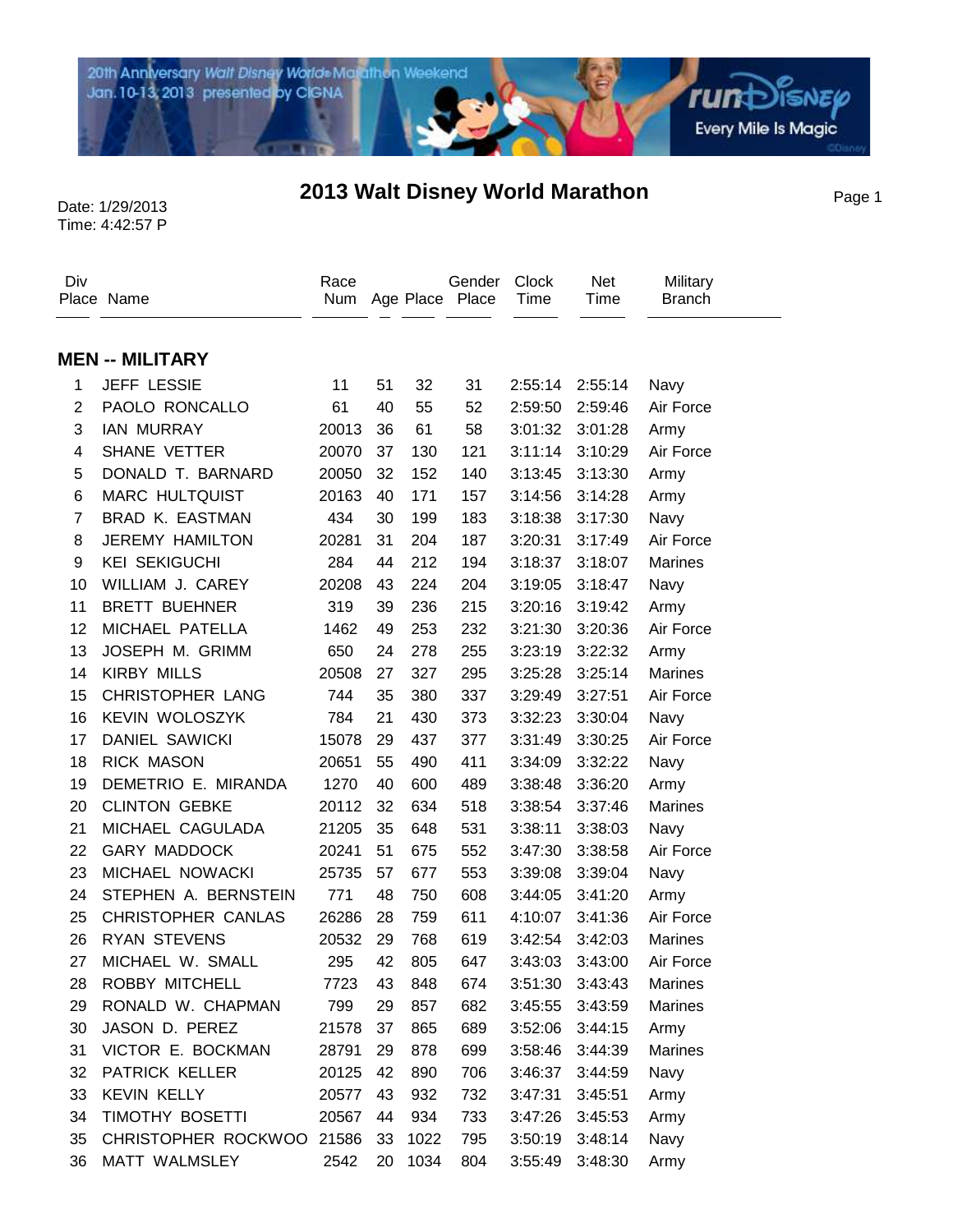# 2013 Walt Disney World Marathon

Date: 1/29/2013
Time: 4:42:57 P

## MEN -- MILITARY

| Div Place | Name | Race Num | Age | Place | Gender Place | Clock Time | Net Time | Military Branch |
|---|---|---|---|---|---|---|---|---|
| 1 | JEFF LESSIE | 11 | 51 | 32 | 31 | 2:55:14 | 2:55:14 | Navy |
| 2 | PAOLO RONCALLO | 61 | 40 | 55 | 52 | 2:59:50 | 2:59:46 | Air Force |
| 3 | IAN MURRAY | 20013 | 36 | 61 | 58 | 3:01:32 | 3:01:28 | Army |
| 4 | SHANE VETTER | 20070 | 37 | 130 | 121 | 3:11:14 | 3:10:29 | Air Force |
| 5 | DONALD T. BARNARD | 20050 | 32 | 152 | 140 | 3:13:45 | 3:13:30 | Army |
| 6 | MARC HULTQUIST | 20163 | 40 | 171 | 157 | 3:14:56 | 3:14:28 | Army |
| 7 | BRAD K. EASTMAN | 434 | 30 | 199 | 183 | 3:18:38 | 3:17:30 | Navy |
| 8 | JEREMY HAMILTON | 20281 | 31 | 204 | 187 | 3:20:31 | 3:17:49 | Air Force |
| 9 | KEI SEKIGUCHI | 284 | 44 | 212 | 194 | 3:18:37 | 3:18:07 | Marines |
| 10 | WILLIAM J. CAREY | 20208 | 43 | 224 | 204 | 3:19:05 | 3:18:47 | Navy |
| 11 | BRETT BUEHNER | 319 | 39 | 236 | 215 | 3:20:16 | 3:19:42 | Army |
| 12 | MICHAEL PATELLA | 1462 | 49 | 253 | 232 | 3:21:30 | 3:20:36 | Air Force |
| 13 | JOSEPH M. GRIMM | 650 | 24 | 278 | 255 | 3:23:19 | 3:22:32 | Army |
| 14 | KIRBY MILLS | 20508 | 27 | 327 | 295 | 3:25:28 | 3:25:14 | Marines |
| 15 | CHRISTOPHER LANG | 744 | 35 | 380 | 337 | 3:29:49 | 3:27:51 | Air Force |
| 16 | KEVIN WOLOSZYK | 784 | 21 | 430 | 373 | 3:32:23 | 3:30:04 | Navy |
| 17 | DANIEL SAWICKI | 15078 | 29 | 437 | 377 | 3:31:49 | 3:30:25 | Air Force |
| 18 | RICK MASON | 20651 | 55 | 490 | 411 | 3:34:09 | 3:32:22 | Navy |
| 19 | DEMETRIO E. MIRANDA | 1270 | 40 | 600 | 489 | 3:38:48 | 3:36:20 | Army |
| 20 | CLINTON GEBKE | 20112 | 32 | 634 | 518 | 3:38:54 | 3:37:46 | Marines |
| 21 | MICHAEL CAGULADA | 21205 | 35 | 648 | 531 | 3:38:11 | 3:38:03 | Navy |
| 22 | GARY MADDOCK | 20241 | 51 | 675 | 552 | 3:47:30 | 3:38:58 | Air Force |
| 23 | MICHAEL NOWACKI | 25735 | 57 | 677 | 553 | 3:39:08 | 3:39:04 | Navy |
| 24 | STEPHEN A. BERNSTEIN | 771 | 48 | 750 | 608 | 3:44:05 | 3:41:20 | Army |
| 25 | CHRISTOPHER CANLAS | 26286 | 28 | 759 | 611 | 4:10:07 | 3:41:36 | Air Force |
| 26 | RYAN STEVENS | 20532 | 29 | 768 | 619 | 3:42:54 | 3:42:03 | Marines |
| 27 | MICHAEL W. SMALL | 295 | 42 | 805 | 647 | 3:43:03 | 3:43:00 | Air Force |
| 28 | ROBBY MITCHELL | 7723 | 43 | 848 | 674 | 3:51:30 | 3:43:43 | Marines |
| 29 | RONALD W. CHAPMAN | 799 | 29 | 857 | 682 | 3:45:55 | 3:43:59 | Marines |
| 30 | JASON D. PEREZ | 21578 | 37 | 865 | 689 | 3:52:06 | 3:44:15 | Army |
| 31 | VICTOR E. BOCKMAN | 28791 | 29 | 878 | 699 | 3:58:46 | 3:44:39 | Marines |
| 32 | PATRICK KELLER | 20125 | 42 | 890 | 706 | 3:46:37 | 3:44:59 | Navy |
| 33 | KEVIN KELLY | 20577 | 43 | 932 | 732 | 3:47:31 | 3:45:51 | Army |
| 34 | TIMOTHY BOSETTI | 20567 | 44 | 934 | 733 | 3:47:26 | 3:45:53 | Army |
| 35 | CHRISTOPHER ROCKWOO | 21586 | 33 | 1022 | 795 | 3:50:19 | 3:48:14 | Navy |
| 36 | MATT WALMSLEY | 2542 | 20 | 1034 | 804 | 3:55:49 | 3:48:30 | Army |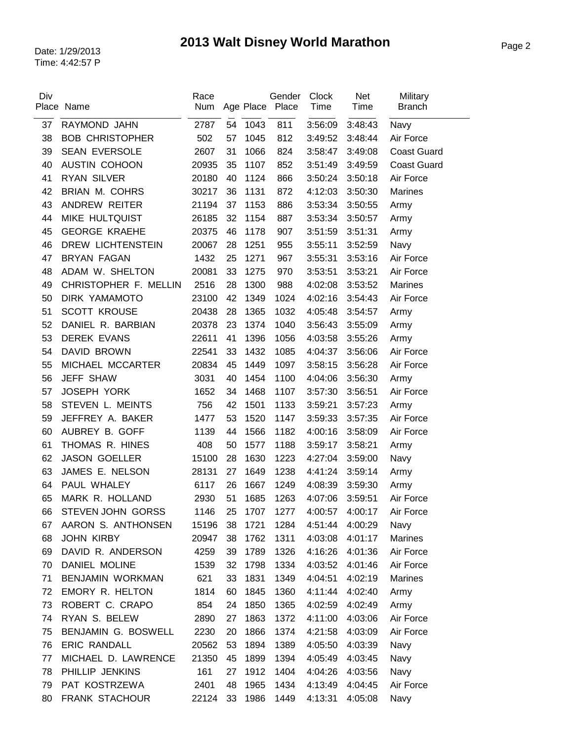# 2013 Walt Disney World Marathon

Date: 1/29/2013
Time: 4:42:57 P

| Div Place | Name | Race Num | Age | Place | Gender Place | Clock Time | Net Time | Military Branch |
|---|---|---|---|---|---|---|---|---|
| 37 | RAYMOND JAHN | 2787 | 54 | 1043 | 811 | 3:56:09 | 3:48:43 | Navy |
| 38 | BOB CHRISTOPHER | 502 | 57 | 1045 | 812 | 3:49:52 | 3:48:44 | Air Force |
| 39 | SEAN EVERSOLE | 2607 | 31 | 1066 | 824 | 3:58:47 | 3:49:08 | Coast Guard |
| 40 | AUSTIN COHOON | 20935 | 35 | 1107 | 852 | 3:51:49 | 3:49:59 | Coast Guard |
| 41 | RYAN SILVER | 20180 | 40 | 1124 | 866 | 3:50:24 | 3:50:18 | Air Force |
| 42 | BRIAN M. COHRS | 30217 | 36 | 1131 | 872 | 4:12:03 | 3:50:30 | Marines |
| 43 | ANDREW REITER | 21194 | 37 | 1153 | 886 | 3:53:34 | 3:50:55 | Army |
| 44 | MIKE HULTQUIST | 26185 | 32 | 1154 | 887 | 3:53:34 | 3:50:57 | Army |
| 45 | GEORGE KRAEHE | 20375 | 46 | 1178 | 907 | 3:51:59 | 3:51:31 | Army |
| 46 | DREW LICHTENSTEIN | 20067 | 28 | 1251 | 955 | 3:55:11 | 3:52:59 | Navy |
| 47 | BRYAN FAGAN | 1432 | 25 | 1271 | 967 | 3:55:31 | 3:53:16 | Air Force |
| 48 | ADAM W. SHELTON | 20081 | 33 | 1275 | 970 | 3:53:51 | 3:53:21 | Air Force |
| 49 | CHRISTOPHER F. MELLIN | 2516 | 28 | 1300 | 988 | 4:02:08 | 3:53:52 | Marines |
| 50 | DIRK YAMAMOTO | 23100 | 42 | 1349 | 1024 | 4:02:16 | 3:54:43 | Air Force |
| 51 | SCOTT KROUSE | 20438 | 28 | 1365 | 1032 | 4:05:48 | 3:54:57 | Army |
| 52 | DANIEL R. BARBIAN | 20378 | 23 | 1374 | 1040 | 3:56:43 | 3:55:09 | Army |
| 53 | DEREK EVANS | 22611 | 41 | 1396 | 1056 | 4:03:58 | 3:55:26 | Army |
| 54 | DAVID BROWN | 22541 | 33 | 1432 | 1085 | 4:04:37 | 3:56:06 | Air Force |
| 55 | MICHAEL MCCARTER | 20834 | 45 | 1449 | 1097 | 3:58:15 | 3:56:28 | Air Force |
| 56 | JEFF SHAW | 3031 | 40 | 1454 | 1100 | 4:04:06 | 3:56:30 | Army |
| 57 | JOSEPH YORK | 1652 | 34 | 1468 | 1107 | 3:57:30 | 3:56:51 | Air Force |
| 58 | STEVEN L. MEINTS | 756 | 42 | 1501 | 1133 | 3:59:21 | 3:57:23 | Army |
| 59 | JEFFREY A. BAKER | 1477 | 53 | 1520 | 1147 | 3:59:33 | 3:57:35 | Air Force |
| 60 | AUBREY B. GOFF | 1139 | 44 | 1566 | 1182 | 4:00:16 | 3:58:09 | Air Force |
| 61 | THOMAS R. HINES | 408 | 50 | 1577 | 1188 | 3:59:17 | 3:58:21 | Army |
| 62 | JASON GOELLER | 15100 | 28 | 1630 | 1223 | 4:27:04 | 3:59:00 | Navy |
| 63 | JAMES E. NELSON | 28131 | 27 | 1649 | 1238 | 4:41:24 | 3:59:14 | Army |
| 64 | PAUL WHALEY | 6117 | 26 | 1667 | 1249 | 4:08:39 | 3:59:30 | Army |
| 65 | MARK R. HOLLAND | 2930 | 51 | 1685 | 1263 | 4:07:06 | 3:59:51 | Air Force |
| 66 | STEVEN JOHN GORSS | 1146 | 25 | 1707 | 1277 | 4:00:57 | 4:00:17 | Air Force |
| 67 | AARON S. ANTHONSEN | 15196 | 38 | 1721 | 1284 | 4:51:44 | 4:00:29 | Navy |
| 68 | JOHN KIRBY | 20947 | 38 | 1762 | 1311 | 4:03:08 | 4:01:17 | Marines |
| 69 | DAVID R. ANDERSON | 4259 | 39 | 1789 | 1326 | 4:16:26 | 4:01:36 | Air Force |
| 70 | DANIEL MOLINE | 1539 | 32 | 1798 | 1334 | 4:03:52 | 4:01:46 | Air Force |
| 71 | BENJAMIN WORKMAN | 621 | 33 | 1831 | 1349 | 4:04:51 | 4:02:19 | Marines |
| 72 | EMORY R. HELTON | 1814 | 60 | 1845 | 1360 | 4:11:44 | 4:02:40 | Army |
| 73 | ROBERT C. CRAPO | 854 | 24 | 1850 | 1365 | 4:02:59 | 4:02:49 | Army |
| 74 | RYAN S. BELEW | 2890 | 27 | 1863 | 1372 | 4:11:00 | 4:03:06 | Air Force |
| 75 | BENJAMIN G. BOSWELL | 2230 | 20 | 1866 | 1374 | 4:21:58 | 4:03:09 | Air Force |
| 76 | ERIC RANDALL | 20562 | 53 | 1894 | 1389 | 4:05:50 | 4:03:39 | Navy |
| 77 | MICHAEL D. LAWRENCE | 21350 | 45 | 1899 | 1394 | 4:05:49 | 4:03:45 | Navy |
| 78 | PHILLIP JENKINS | 161 | 27 | 1912 | 1404 | 4:04:26 | 4:03:56 | Navy |
| 79 | PAT KOSTRZEWA | 2401 | 48 | 1965 | 1434 | 4:13:49 | 4:04:45 | Air Force |
| 80 | FRANK STACHOUR | 22124 | 33 | 1986 | 1449 | 4:13:31 | 4:05:08 | Navy |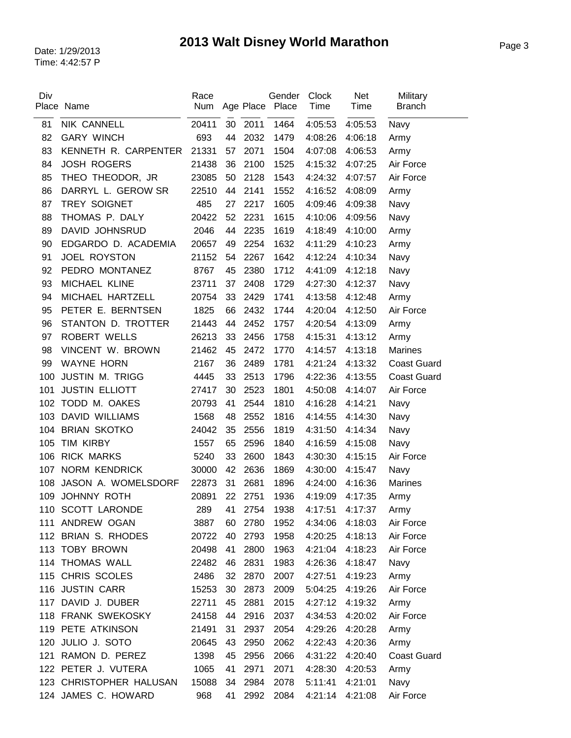# 2013 Walt Disney World Marathon

Date: 1/29/2013
Time: 4:42:57 P

| Div Place | Name | Race Num | Age | Place | Gender Place | Clock Time | Net Time | Military Branch |
|---|---|---|---|---|---|---|---|---|
| 81 | NIK CANNELL | 20411 | 30 | 2011 | 1464 | 4:05:53 | 4:05:53 | Navy |
| 82 | GARY WINCH | 693 | 44 | 2032 | 1479 | 4:08:26 | 4:06:18 | Army |
| 83 | KENNETH R. CARPENTER | 21331 | 57 | 2071 | 1504 | 4:07:08 | 4:06:53 | Army |
| 84 | JOSH ROGERS | 21438 | 36 | 2100 | 1525 | 4:15:32 | 4:07:25 | Air Force |
| 85 | THEO THEODOR, JR | 23085 | 50 | 2128 | 1543 | 4:24:32 | 4:07:57 | Air Force |
| 86 | DARRYL L. GEROW SR | 22510 | 44 | 2141 | 1552 | 4:16:52 | 4:08:09 | Army |
| 87 | TREY SOIGNET | 485 | 27 | 2217 | 1605 | 4:09:46 | 4:09:38 | Navy |
| 88 | THOMAS P. DALY | 20422 | 52 | 2231 | 1615 | 4:10:06 | 4:09:56 | Navy |
| 89 | DAVID JOHNSRUD | 2046 | 44 | 2235 | 1619 | 4:18:49 | 4:10:00 | Army |
| 90 | EDGARDO D. ACADEMIA | 20657 | 49 | 2254 | 1632 | 4:11:29 | 4:10:23 | Army |
| 91 | JOEL ROYSTON | 21152 | 54 | 2267 | 1642 | 4:12:24 | 4:10:34 | Navy |
| 92 | PEDRO MONTANEZ | 8767 | 45 | 2380 | 1712 | 4:41:09 | 4:12:18 | Navy |
| 93 | MICHAEL KLINE | 23711 | 37 | 2408 | 1729 | 4:27:30 | 4:12:37 | Navy |
| 94 | MICHAEL HARTZELL | 20754 | 33 | 2429 | 1741 | 4:13:58 | 4:12:48 | Army |
| 95 | PETER E. BERNTSEN | 1825 | 66 | 2432 | 1744 | 4:20:04 | 4:12:50 | Air Force |
| 96 | STANTON D. TROTTER | 21443 | 44 | 2452 | 1757 | 4:20:54 | 4:13:09 | Army |
| 97 | ROBERT WELLS | 26213 | 33 | 2456 | 1758 | 4:15:31 | 4:13:12 | Army |
| 98 | VINCENT W. BROWN | 21462 | 45 | 2472 | 1770 | 4:14:57 | 4:13:18 | Marines |
| 99 | WAYNE HORN | 2167 | 36 | 2489 | 1781 | 4:21:24 | 4:13:32 | Coast Guard |
| 100 | JUSTIN M. TRIGG | 4445 | 33 | 2513 | 1796 | 4:22:36 | 4:13:55 | Coast Guard |
| 101 | JUSTIN ELLIOTT | 27417 | 30 | 2523 | 1801 | 4:50:08 | 4:14:07 | Air Force |
| 102 | TODD M. OAKES | 20793 | 41 | 2544 | 1810 | 4:16:28 | 4:14:21 | Navy |
| 103 | DAVID WILLIAMS | 1568 | 48 | 2552 | 1816 | 4:14:55 | 4:14:30 | Navy |
| 104 | BRIAN SKOTKO | 24042 | 35 | 2556 | 1819 | 4:31:50 | 4:14:34 | Navy |
| 105 | TIM KIRBY | 1557 | 65 | 2596 | 1840 | 4:16:59 | 4:15:08 | Navy |
| 106 | RICK MARKS | 5240 | 33 | 2600 | 1843 | 4:30:30 | 4:15:15 | Air Force |
| 107 | NORM KENDRICK | 30000 | 42 | 2636 | 1869 | 4:30:00 | 4:15:47 | Navy |
| 108 | JASON A. WOMELSDORF | 22873 | 31 | 2681 | 1896 | 4:24:00 | 4:16:36 | Marines |
| 109 | JOHNNY ROTH | 20891 | 22 | 2751 | 1936 | 4:19:09 | 4:17:35 | Army |
| 110 | SCOTT LARONDE | 289 | 41 | 2754 | 1938 | 4:17:51 | 4:17:37 | Army |
| 111 | ANDREW OGAN | 3887 | 60 | 2780 | 1952 | 4:34:06 | 4:18:03 | Air Force |
| 112 | BRIAN S. RHODES | 20722 | 40 | 2793 | 1958 | 4:20:25 | 4:18:13 | Air Force |
| 113 | TOBY BROWN | 20498 | 41 | 2800 | 1963 | 4:21:04 | 4:18:23 | Air Force |
| 114 | THOMAS WALL | 22482 | 46 | 2831 | 1983 | 4:26:36 | 4:18:47 | Navy |
| 115 | CHRIS SCOLES | 2486 | 32 | 2870 | 2007 | 4:27:51 | 4:19:23 | Army |
| 116 | JUSTIN CARR | 15253 | 30 | 2873 | 2009 | 5:04:25 | 4:19:26 | Air Force |
| 117 | DAVID J. DUBER | 22711 | 45 | 2881 | 2015 | 4:27:12 | 4:19:32 | Army |
| 118 | FRANK SWEKOSKY | 24158 | 44 | 2916 | 2037 | 4:34:53 | 4:20:02 | Air Force |
| 119 | PETE ATKINSON | 21491 | 31 | 2937 | 2054 | 4:29:26 | 4:20:28 | Army |
| 120 | JULIO J. SOTO | 20645 | 43 | 2950 | 2062 | 4:22:43 | 4:20:36 | Army |
| 121 | RAMON D. PEREZ | 1398 | 45 | 2956 | 2066 | 4:31:22 | 4:20:40 | Coast Guard |
| 122 | PETER J. VUTERA | 1065 | 41 | 2971 | 2071 | 4:28:30 | 4:20:53 | Army |
| 123 | CHRISTOPHER HALUSAN | 15088 | 34 | 2984 | 2078 | 5:11:41 | 4:21:01 | Navy |
| 124 | JAMES C. HOWARD | 968 | 41 | 2992 | 2084 | 4:21:14 | 4:21:08 | Air Force |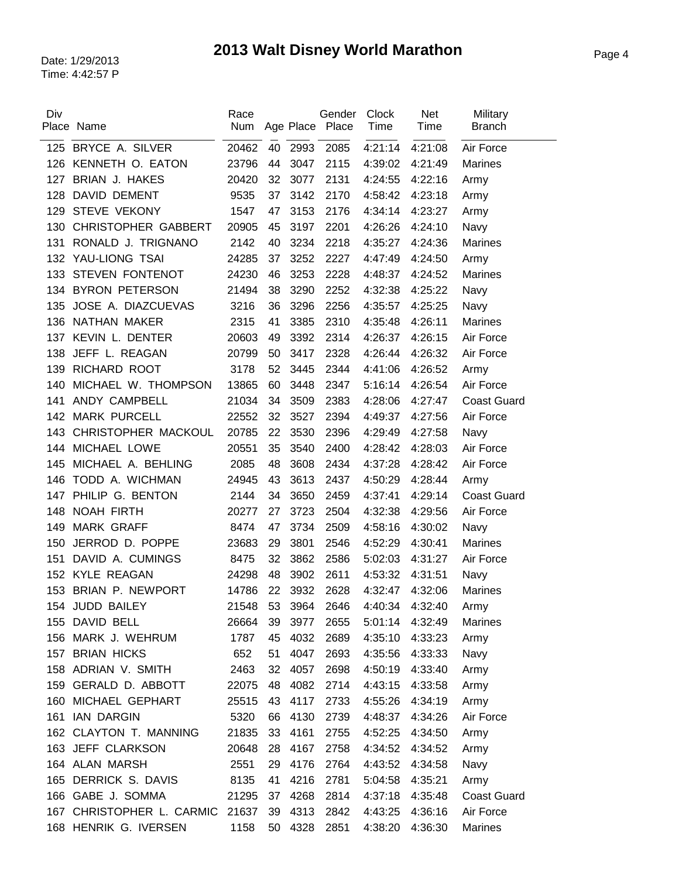# 2013 Walt Disney World Marathon

Date: 1/29/2013
Time: 4:42:57 P

| Div Place | Name | Race Num | Age | Place | Gender Place | Clock Time | Net Time | Military Branch |
|---|---|---|---|---|---|---|---|---|
| 125 | BRYCE A. SILVER | 20462 | 40 | 2993 | 2085 | 4:21:14 | 4:21:08 | Air Force |
| 126 | KENNETH O. EATON | 23796 | 44 | 3047 | 2115 | 4:39:02 | 4:21:49 | Marines |
| 127 | BRIAN J. HAKES | 20420 | 32 | 3077 | 2131 | 4:24:55 | 4:22:16 | Army |
| 128 | DAVID DEMENT | 9535 | 37 | 3142 | 2170 | 4:58:42 | 4:23:18 | Army |
| 129 | STEVE VEKONY | 1547 | 47 | 3153 | 2176 | 4:34:14 | 4:23:27 | Army |
| 130 | CHRISTOPHER GABBERT | 20905 | 45 | 3197 | 2201 | 4:26:26 | 4:24:10 | Navy |
| 131 | RONALD J. TRIGNANO | 2142 | 40 | 3234 | 2218 | 4:35:27 | 4:24:36 | Marines |
| 132 | YAU-LIONG TSAI | 24285 | 37 | 3252 | 2227 | 4:47:49 | 4:24:50 | Army |
| 133 | STEVEN FONTENOT | 24230 | 46 | 3253 | 2228 | 4:48:37 | 4:24:52 | Marines |
| 134 | BYRON PETERSON | 21494 | 38 | 3290 | 2252 | 4:32:38 | 4:25:22 | Navy |
| 135 | JOSE A. DIAZCUEVAS | 3216 | 36 | 3296 | 2256 | 4:35:57 | 4:25:25 | Navy |
| 136 | NATHAN MAKER | 2315 | 41 | 3385 | 2310 | 4:35:48 | 4:26:11 | Marines |
| 137 | KEVIN L. DENTER | 20603 | 49 | 3392 | 2314 | 4:26:37 | 4:26:15 | Air Force |
| 138 | JEFF L. REAGAN | 20799 | 50 | 3417 | 2328 | 4:26:44 | 4:26:32 | Air Force |
| 139 | RICHARD ROOT | 3178 | 52 | 3445 | 2344 | 4:41:06 | 4:26:52 | Army |
| 140 | MICHAEL W. THOMPSON | 13865 | 60 | 3448 | 2347 | 5:16:14 | 4:26:54 | Air Force |
| 141 | ANDY CAMPBELL | 21034 | 34 | 3509 | 2383 | 4:28:06 | 4:27:47 | Coast Guard |
| 142 | MARK PURCELL | 22552 | 32 | 3527 | 2394 | 4:49:37 | 4:27:56 | Air Force |
| 143 | CHRISTOPHER MACKOUL | 20785 | 22 | 3530 | 2396 | 4:29:49 | 4:27:58 | Navy |
| 144 | MICHAEL LOWE | 20551 | 35 | 3540 | 2400 | 4:28:42 | 4:28:03 | Air Force |
| 145 | MICHAEL A. BEHLING | 2085 | 48 | 3608 | 2434 | 4:37:28 | 4:28:42 | Air Force |
| 146 | TODD A. WICHMAN | 24945 | 43 | 3613 | 2437 | 4:50:29 | 4:28:44 | Army |
| 147 | PHILIP G. BENTON | 2144 | 34 | 3650 | 2459 | 4:37:41 | 4:29:14 | Coast Guard |
| 148 | NOAH FIRTH | 20277 | 27 | 3723 | 2504 | 4:32:38 | 4:29:56 | Air Force |
| 149 | MARK GRAFF | 8474 | 47 | 3734 | 2509 | 4:58:16 | 4:30:02 | Navy |
| 150 | JERROD D. POPPE | 23683 | 29 | 3801 | 2546 | 4:52:29 | 4:30:41 | Marines |
| 151 | DAVID A. CUMINGS | 8475 | 32 | 3862 | 2586 | 5:02:03 | 4:31:27 | Air Force |
| 152 | KYLE REAGAN | 24298 | 48 | 3902 | 2611 | 4:53:32 | 4:31:51 | Navy |
| 153 | BRIAN P. NEWPORT | 14786 | 22 | 3932 | 2628 | 4:32:47 | 4:32:06 | Marines |
| 154 | JUDD BAILEY | 21548 | 53 | 3964 | 2646 | 4:40:34 | 4:32:40 | Army |
| 155 | DAVID BELL | 26664 | 39 | 3977 | 2655 | 5:01:14 | 4:32:49 | Marines |
| 156 | MARK J. WEHRUM | 1787 | 45 | 4032 | 2689 | 4:35:10 | 4:33:23 | Army |
| 157 | BRIAN HICKS | 652 | 51 | 4047 | 2693 | 4:35:56 | 4:33:33 | Navy |
| 158 | ADRIAN V. SMITH | 2463 | 32 | 4057 | 2698 | 4:50:19 | 4:33:40 | Army |
| 159 | GERALD D. ABBOTT | 22075 | 48 | 4082 | 2714 | 4:43:15 | 4:33:58 | Army |
| 160 | MICHAEL GEPHART | 25515 | 43 | 4117 | 2733 | 4:55:26 | 4:34:19 | Army |
| 161 | IAN DARGIN | 5320 | 66 | 4130 | 2739 | 4:48:37 | 4:34:26 | Air Force |
| 162 | CLAYTON T. MANNING | 21835 | 33 | 4161 | 2755 | 4:52:25 | 4:34:50 | Army |
| 163 | JEFF CLARKSON | 20648 | 28 | 4167 | 2758 | 4:34:52 | 4:34:52 | Army |
| 164 | ALAN MARSH | 2551 | 29 | 4176 | 2764 | 4:43:52 | 4:34:58 | Navy |
| 165 | DERRICK S. DAVIS | 8135 | 41 | 4216 | 2781 | 5:04:58 | 4:35:21 | Army |
| 166 | GABE J. SOMMA | 21295 | 37 | 4268 | 2814 | 4:37:18 | 4:35:48 | Coast Guard |
| 167 | CHRISTOPHER L. CARMIC | 21637 | 39 | 4313 | 2842 | 4:43:25 | 4:36:16 | Air Force |
| 168 | HENRIK G. IVERSEN | 1158 | 50 | 4328 | 2851 | 4:38:20 | 4:36:30 | Marines |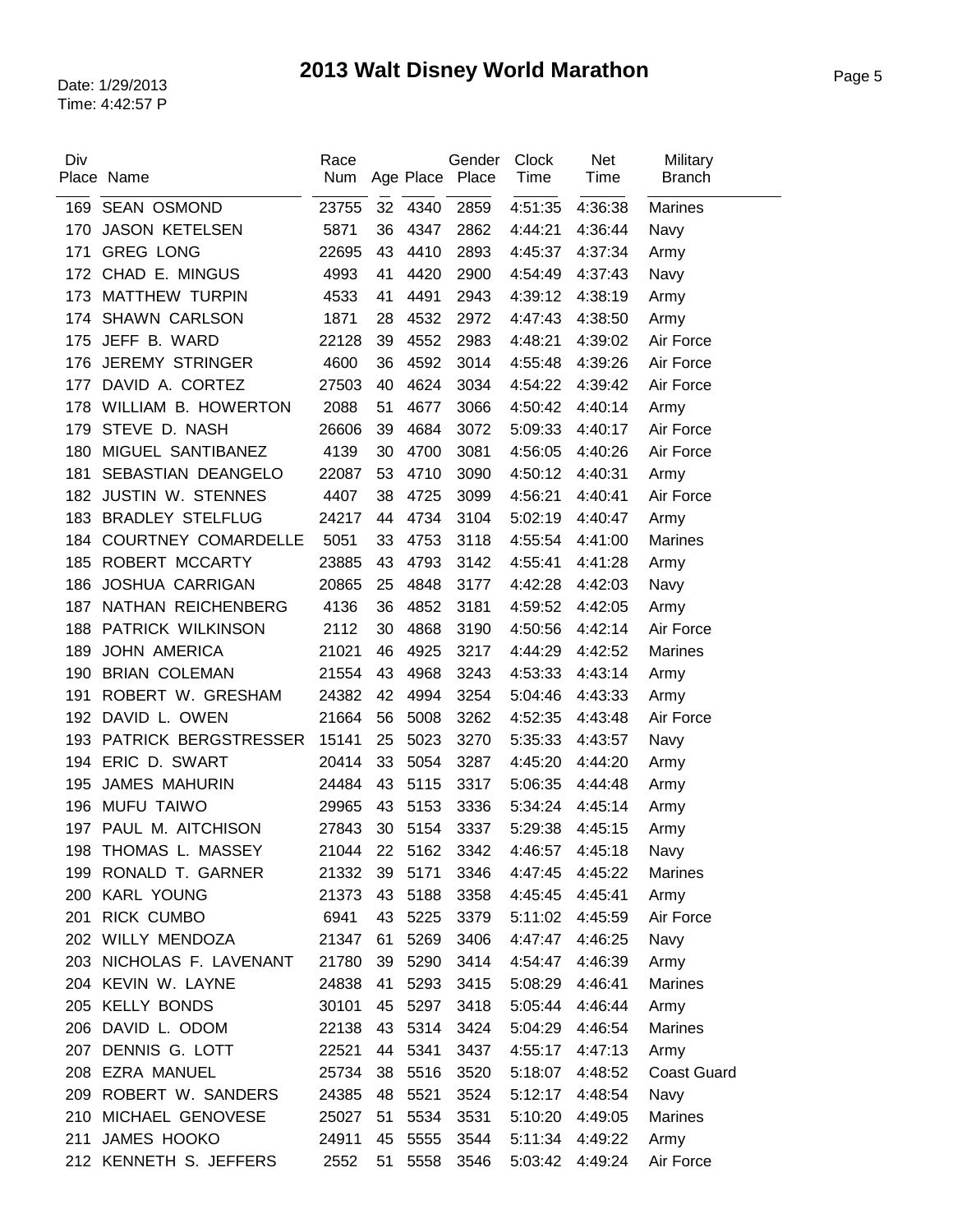# 2013 Walt Disney World Marathon

Date: 1/29/2013
Time: 4:42:57 P

| Div Place | Name | Race Num | Age | Place | Gender Place | Clock Time | Net Time | Military Branch |
|---|---|---|---|---|---|---|---|---|
| 169 | SEAN OSMOND | 23755 | 32 | 4340 | 2859 | 4:51:35 | 4:36:38 | Marines |
| 170 | JASON KETELSEN | 5871 | 36 | 4347 | 2862 | 4:44:21 | 4:36:44 | Navy |
| 171 | GREG LONG | 22695 | 43 | 4410 | 2893 | 4:45:37 | 4:37:34 | Army |
| 172 | CHAD E. MINGUS | 4993 | 41 | 4420 | 2900 | 4:54:49 | 4:37:43 | Navy |
| 173 | MATTHEW TURPIN | 4533 | 41 | 4491 | 2943 | 4:39:12 | 4:38:19 | Army |
| 174 | SHAWN CARLSON | 1871 | 28 | 4532 | 2972 | 4:47:43 | 4:38:50 | Army |
| 175 | JEFF B. WARD | 22128 | 39 | 4552 | 2983 | 4:48:21 | 4:39:02 | Air Force |
| 176 | JEREMY STRINGER | 4600 | 36 | 4592 | 3014 | 4:55:48 | 4:39:26 | Air Force |
| 177 | DAVID A. CORTEZ | 27503 | 40 | 4624 | 3034 | 4:54:22 | 4:39:42 | Air Force |
| 178 | WILLIAM B. HOWERTON | 2088 | 51 | 4677 | 3066 | 4:50:42 | 4:40:14 | Army |
| 179 | STEVE D. NASH | 26606 | 39 | 4684 | 3072 | 5:09:33 | 4:40:17 | Air Force |
| 180 | MIGUEL SANTIBANEZ | 4139 | 30 | 4700 | 3081 | 4:56:05 | 4:40:26 | Air Force |
| 181 | SEBASTIAN DEANGELO | 22087 | 53 | 4710 | 3090 | 4:50:12 | 4:40:31 | Army |
| 182 | JUSTIN W. STENNES | 4407 | 38 | 4725 | 3099 | 4:56:21 | 4:40:41 | Air Force |
| 183 | BRADLEY STELFLUG | 24217 | 44 | 4734 | 3104 | 5:02:19 | 4:40:47 | Army |
| 184 | COURTNEY COMARDELLE | 5051 | 33 | 4753 | 3118 | 4:55:54 | 4:41:00 | Marines |
| 185 | ROBERT MCCARTY | 23885 | 43 | 4793 | 3142 | 4:55:41 | 4:41:28 | Army |
| 186 | JOSHUA CARRIGAN | 20865 | 25 | 4848 | 3177 | 4:42:28 | 4:42:03 | Navy |
| 187 | NATHAN REICHENBERG | 4136 | 36 | 4852 | 3181 | 4:59:52 | 4:42:05 | Army |
| 188 | PATRICK WILKINSON | 2112 | 30 | 4868 | 3190 | 4:50:56 | 4:42:14 | Air Force |
| 189 | JOHN AMERICA | 21021 | 46 | 4925 | 3217 | 4:44:29 | 4:42:52 | Marines |
| 190 | BRIAN COLEMAN | 21554 | 43 | 4968 | 3243 | 4:53:33 | 4:43:14 | Army |
| 191 | ROBERT W. GRESHAM | 24382 | 42 | 4994 | 3254 | 5:04:46 | 4:43:33 | Army |
| 192 | DAVID L. OWEN | 21664 | 56 | 5008 | 3262 | 4:52:35 | 4:43:48 | Air Force |
| 193 | PATRICK BERGSTRESSER | 15141 | 25 | 5023 | 3270 | 5:35:33 | 4:43:57 | Navy |
| 194 | ERIC D. SWART | 20414 | 33 | 5054 | 3287 | 4:45:20 | 4:44:20 | Army |
| 195 | JAMES MAHURIN | 24484 | 43 | 5115 | 3317 | 5:06:35 | 4:44:48 | Army |
| 196 | MUFU TAIWO | 29965 | 43 | 5153 | 3336 | 5:34:24 | 4:45:14 | Army |
| 197 | PAUL M. AITCHISON | 27843 | 30 | 5154 | 3337 | 5:29:38 | 4:45:15 | Army |
| 198 | THOMAS L. MASSEY | 21044 | 22 | 5162 | 3342 | 4:46:57 | 4:45:18 | Navy |
| 199 | RONALD T. GARNER | 21332 | 39 | 5171 | 3346 | 4:47:45 | 4:45:22 | Marines |
| 200 | KARL YOUNG | 21373 | 43 | 5188 | 3358 | 4:45:45 | 4:45:41 | Army |
| 201 | RICK CUMBO | 6941 | 43 | 5225 | 3379 | 5:11:02 | 4:45:59 | Air Force |
| 202 | WILLY MENDOZA | 21347 | 61 | 5269 | 3406 | 4:47:47 | 4:46:25 | Navy |
| 203 | NICHOLAS F. LAVENANT | 21780 | 39 | 5290 | 3414 | 4:54:47 | 4:46:39 | Army |
| 204 | KEVIN W. LAYNE | 24838 | 41 | 5293 | 3415 | 5:08:29 | 4:46:41 | Marines |
| 205 | KELLY BONDS | 30101 | 45 | 5297 | 3418 | 5:05:44 | 4:46:44 | Army |
| 206 | DAVID L. ODOM | 22138 | 43 | 5314 | 3424 | 5:04:29 | 4:46:54 | Marines |
| 207 | DENNIS G. LOTT | 22521 | 44 | 5341 | 3437 | 4:55:17 | 4:47:13 | Army |
| 208 | EZRA MANUEL | 25734 | 38 | 5516 | 3520 | 5:18:07 | 4:48:52 | Coast Guard |
| 209 | ROBERT W. SANDERS | 24385 | 48 | 5521 | 3524 | 5:12:17 | 4:48:54 | Navy |
| 210 | MICHAEL GENOVESE | 25027 | 51 | 5534 | 3531 | 5:10:20 | 4:49:05 | Marines |
| 211 | JAMES HOOKO | 24911 | 45 | 5555 | 3544 | 5:11:34 | 4:49:22 | Army |
| 212 | KENNETH S. JEFFERS | 2552 | 51 | 5558 | 3546 | 5:03:42 | 4:49:24 | Air Force |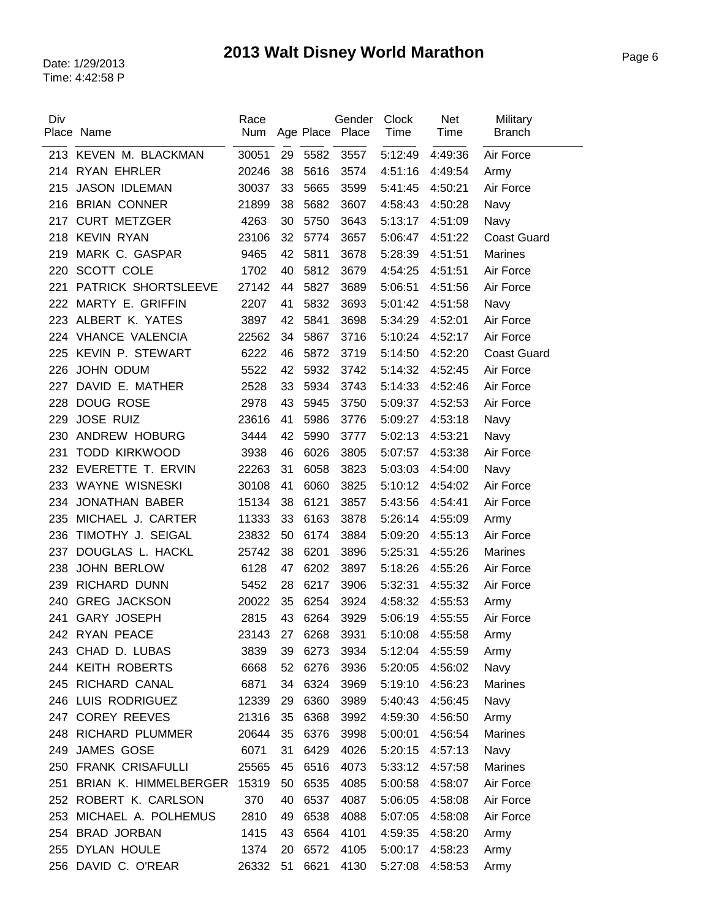# 2013 Walt Disney World Marathon

Date: 1/29/2013
Time: 4:42:58 P

| Div Place | Name | Race Num | Age | Place | Gender Place | Clock Time | Net Time | Military Branch |
|---|---|---|---|---|---|---|---|---|
| 213 | KEVEN M. BLACKMAN | 30051 | 29 | 5582 | 3557 | 5:12:49 | 4:49:36 | Air Force |
| 214 | RYAN EHRLER | 20246 | 38 | 5616 | 3574 | 4:51:16 | 4:49:54 | Army |
| 215 | JASON IDLEMAN | 30037 | 33 | 5665 | 3599 | 5:41:45 | 4:50:21 | Air Force |
| 216 | BRIAN CONNER | 21899 | 38 | 5682 | 3607 | 4:58:43 | 4:50:28 | Navy |
| 217 | CURT METZGER | 4263 | 30 | 5750 | 3643 | 5:13:17 | 4:51:09 | Navy |
| 218 | KEVIN RYAN | 23106 | 32 | 5774 | 3657 | 5:06:47 | 4:51:22 | Coast Guard |
| 219 | MARK C. GASPAR | 9465 | 42 | 5811 | 3678 | 5:28:39 | 4:51:51 | Marines |
| 220 | SCOTT COLE | 1702 | 40 | 5812 | 3679 | 4:54:25 | 4:51:51 | Air Force |
| 221 | PATRICK SHORTSLEEVE | 27142 | 44 | 5827 | 3689 | 5:06:51 | 4:51:56 | Air Force |
| 222 | MARTY E. GRIFFIN | 2207 | 41 | 5832 | 3693 | 5:01:42 | 4:51:58 | Navy |
| 223 | ALBERT K. YATES | 3897 | 42 | 5841 | 3698 | 5:34:29 | 4:52:01 | Air Force |
| 224 | VHANCE VALENCIA | 22562 | 34 | 5867 | 3716 | 5:10:24 | 4:52:17 | Air Force |
| 225 | KEVIN P. STEWART | 6222 | 46 | 5872 | 3719 | 5:14:50 | 4:52:20 | Coast Guard |
| 226 | JOHN ODUM | 5522 | 42 | 5932 | 3742 | 5:14:32 | 4:52:45 | Air Force |
| 227 | DAVID E. MATHER | 2528 | 33 | 5934 | 3743 | 5:14:33 | 4:52:46 | Air Force |
| 228 | DOUG ROSE | 2978 | 43 | 5945 | 3750 | 5:09:37 | 4:52:53 | Air Force |
| 229 | JOSE RUIZ | 23616 | 41 | 5986 | 3776 | 5:09:27 | 4:53:18 | Navy |
| 230 | ANDREW HOBURG | 3444 | 42 | 5990 | 3777 | 5:02:13 | 4:53:21 | Navy |
| 231 | TODD KIRKWOOD | 3938 | 46 | 6026 | 3805 | 5:07:57 | 4:53:38 | Air Force |
| 232 | EVERETTE T. ERVIN | 22263 | 31 | 6058 | 3823 | 5:03:03 | 4:54:00 | Navy |
| 233 | WAYNE WISNESKI | 30108 | 41 | 6060 | 3825 | 5:10:12 | 4:54:02 | Air Force |
| 234 | JONATHAN BABER | 15134 | 38 | 6121 | 3857 | 5:43:56 | 4:54:41 | Air Force |
| 235 | MICHAEL J. CARTER | 11333 | 33 | 6163 | 3878 | 5:26:14 | 4:55:09 | Army |
| 236 | TIMOTHY J. SEIGAL | 23832 | 50 | 6174 | 3884 | 5:09:20 | 4:55:13 | Air Force |
| 237 | DOUGLAS L. HACKL | 25742 | 38 | 6201 | 3896 | 5:25:31 | 4:55:26 | Marines |
| 238 | JOHN BERLOW | 6128 | 47 | 6202 | 3897 | 5:18:26 | 4:55:26 | Air Force |
| 239 | RICHARD DUNN | 5452 | 28 | 6217 | 3906 | 5:32:31 | 4:55:32 | Air Force |
| 240 | GREG JACKSON | 20022 | 35 | 6254 | 3924 | 4:58:32 | 4:55:53 | Army |
| 241 | GARY JOSEPH | 2815 | 43 | 6264 | 3929 | 5:06:19 | 4:55:55 | Air Force |
| 242 | RYAN PEACE | 23143 | 27 | 6268 | 3931 | 5:10:08 | 4:55:58 | Army |
| 243 | CHAD D. LUBAS | 3839 | 39 | 6273 | 3934 | 5:12:04 | 4:55:59 | Army |
| 244 | KEITH ROBERTS | 6668 | 52 | 6276 | 3936 | 5:20:05 | 4:56:02 | Navy |
| 245 | RICHARD CANAL | 6871 | 34 | 6324 | 3969 | 5:19:10 | 4:56:23 | Marines |
| 246 | LUIS RODRIGUEZ | 12339 | 29 | 6360 | 3989 | 5:40:43 | 4:56:45 | Navy |
| 247 | COREY REEVES | 21316 | 35 | 6368 | 3992 | 4:59:30 | 4:56:50 | Army |
| 248 | RICHARD PLUMMER | 20644 | 35 | 6376 | 3998 | 5:00:01 | 4:56:54 | Marines |
| 249 | JAMES GOSE | 6071 | 31 | 6429 | 4026 | 5:20:15 | 4:57:13 | Navy |
| 250 | FRANK CRISAFULLI | 25565 | 45 | 6516 | 4073 | 5:33:12 | 4:57:58 | Marines |
| 251 | BRIAN K. HIMMELBERGER | 15319 | 50 | 6535 | 4085 | 5:00:58 | 4:58:07 | Air Force |
| 252 | ROBERT K. CARLSON | 370 | 40 | 6537 | 4087 | 5:06:05 | 4:58:08 | Air Force |
| 253 | MICHAEL A. POLHEMUS | 2810 | 49 | 6538 | 4088 | 5:07:05 | 4:58:08 | Air Force |
| 254 | BRAD JORBAN | 1415 | 43 | 6564 | 4101 | 4:59:35 | 4:58:20 | Army |
| 255 | DYLAN HOULE | 1374 | 20 | 6572 | 4105 | 5:00:17 | 4:58:23 | Army |
| 256 | DAVID C. O'REAR | 26332 | 51 | 6621 | 4130 | 5:27:08 | 4:58:53 | Army |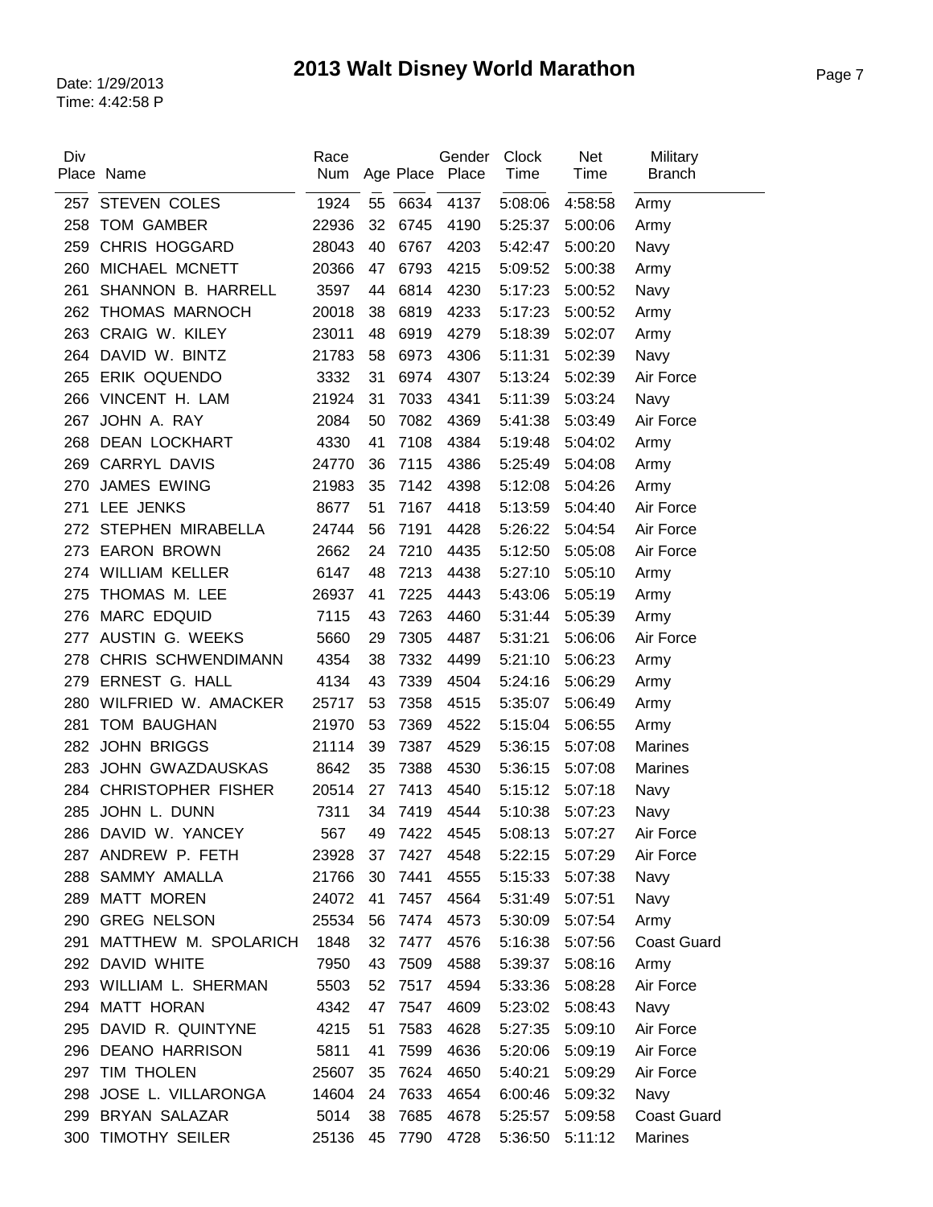# 2013 Walt Disney World Marathon

Date: 1/29/2013
Time: 4:42:58 P

| Div Place | Name | Race Num | Age | Place | Gender Place | Clock Time | Net Time | Military Branch |
|---|---|---|---|---|---|---|---|---|
| 257 | STEVEN COLES | 1924 | 55 | 6634 | 4137 | 5:08:06 | 4:58:58 | Army |
| 258 | TOM GAMBER | 22936 | 32 | 6745 | 4190 | 5:25:37 | 5:00:06 | Army |
| 259 | CHRIS HOGGARD | 28043 | 40 | 6767 | 4203 | 5:42:47 | 5:00:20 | Navy |
| 260 | MICHAEL MCNETT | 20366 | 47 | 6793 | 4215 | 5:09:52 | 5:00:38 | Army |
| 261 | SHANNON B. HARRELL | 3597 | 44 | 6814 | 4230 | 5:17:23 | 5:00:52 | Navy |
| 262 | THOMAS MARNOCH | 20018 | 38 | 6819 | 4233 | 5:17:23 | 5:00:52 | Army |
| 263 | CRAIG W. KILEY | 23011 | 48 | 6919 | 4279 | 5:18:39 | 5:02:07 | Army |
| 264 | DAVID W. BINTZ | 21783 | 58 | 6973 | 4306 | 5:11:31 | 5:02:39 | Navy |
| 265 | ERIK OQUENDO | 3332 | 31 | 6974 | 4307 | 5:13:24 | 5:02:39 | Air Force |
| 266 | VINCENT H. LAM | 21924 | 31 | 7033 | 4341 | 5:11:39 | 5:03:24 | Navy |
| 267 | JOHN A. RAY | 2084 | 50 | 7082 | 4369 | 5:41:38 | 5:03:49 | Air Force |
| 268 | DEAN LOCKHART | 4330 | 41 | 7108 | 4384 | 5:19:48 | 5:04:02 | Army |
| 269 | CARRYL DAVIS | 24770 | 36 | 7115 | 4386 | 5:25:49 | 5:04:08 | Army |
| 270 | JAMES EWING | 21983 | 35 | 7142 | 4398 | 5:12:08 | 5:04:26 | Army |
| 271 | LEE JENKS | 8677 | 51 | 7167 | 4418 | 5:13:59 | 5:04:40 | Air Force |
| 272 | STEPHEN MIRABELLA | 24744 | 56 | 7191 | 4428 | 5:26:22 | 5:04:54 | Air Force |
| 273 | EARON BROWN | 2662 | 24 | 7210 | 4435 | 5:12:50 | 5:05:08 | Air Force |
| 274 | WILLIAM KELLER | 6147 | 48 | 7213 | 4438 | 5:27:10 | 5:05:10 | Army |
| 275 | THOMAS M. LEE | 26937 | 41 | 7225 | 4443 | 5:43:06 | 5:05:19 | Army |
| 276 | MARC EDQUID | 7115 | 43 | 7263 | 4460 | 5:31:44 | 5:05:39 | Army |
| 277 | AUSTIN G. WEEKS | 5660 | 29 | 7305 | 4487 | 5:31:21 | 5:06:06 | Air Force |
| 278 | CHRIS SCHWENDIMANN | 4354 | 38 | 7332 | 4499 | 5:21:10 | 5:06:23 | Army |
| 279 | ERNEST G. HALL | 4134 | 43 | 7339 | 4504 | 5:24:16 | 5:06:29 | Army |
| 280 | WILFRIED W. AMACKER | 25717 | 53 | 7358 | 4515 | 5:35:07 | 5:06:49 | Army |
| 281 | TOM BAUGHAN | 21970 | 53 | 7369 | 4522 | 5:15:04 | 5:06:55 | Army |
| 282 | JOHN BRIGGS | 21114 | 39 | 7387 | 4529 | 5:36:15 | 5:07:08 | Marines |
| 283 | JOHN GWAZDAUSKAS | 8642 | 35 | 7388 | 4530 | 5:36:15 | 5:07:08 | Marines |
| 284 | CHRISTOPHER FISHER | 20514 | 27 | 7413 | 4540 | 5:15:12 | 5:07:18 | Navy |
| 285 | JOHN L. DUNN | 7311 | 34 | 7419 | 4544 | 5:10:38 | 5:07:23 | Navy |
| 286 | DAVID W. YANCEY | 567 | 49 | 7422 | 4545 | 5:08:13 | 5:07:27 | Air Force |
| 287 | ANDREW P. FETH | 23928 | 37 | 7427 | 4548 | 5:22:15 | 5:07:29 | Air Force |
| 288 | SAMMY AMALLA | 21766 | 30 | 7441 | 4555 | 5:15:33 | 5:07:38 | Navy |
| 289 | MATT MOREN | 24072 | 41 | 7457 | 4564 | 5:31:49 | 5:07:51 | Navy |
| 290 | GREG NELSON | 25534 | 56 | 7474 | 4573 | 5:30:09 | 5:07:54 | Army |
| 291 | MATTHEW M. SPOLARICH | 1848 | 32 | 7477 | 4576 | 5:16:38 | 5:07:56 | Coast Guard |
| 292 | DAVID WHITE | 7950 | 43 | 7509 | 4588 | 5:39:37 | 5:08:16 | Army |
| 293 | WILLIAM L. SHERMAN | 5503 | 52 | 7517 | 4594 | 5:33:36 | 5:08:28 | Air Force |
| 294 | MATT HORAN | 4342 | 47 | 7547 | 4609 | 5:23:02 | 5:08:43 | Navy |
| 295 | DAVID R. QUINTYNE | 4215 | 51 | 7583 | 4628 | 5:27:35 | 5:09:10 | Air Force |
| 296 | DEANO HARRISON | 5811 | 41 | 7599 | 4636 | 5:20:06 | 5:09:19 | Air Force |
| 297 | TIM THOLEN | 25607 | 35 | 7624 | 4650 | 5:40:21 | 5:09:29 | Air Force |
| 298 | JOSE L. VILLARONGA | 14604 | 24 | 7633 | 4654 | 6:00:46 | 5:09:32 | Navy |
| 299 | BRYAN SALAZAR | 5014 | 38 | 7685 | 4678 | 5:25:57 | 5:09:58 | Coast Guard |
| 300 | TIMOTHY SEILER | 25136 | 45 | 7790 | 4728 | 5:36:50 | 5:11:12 | Marines |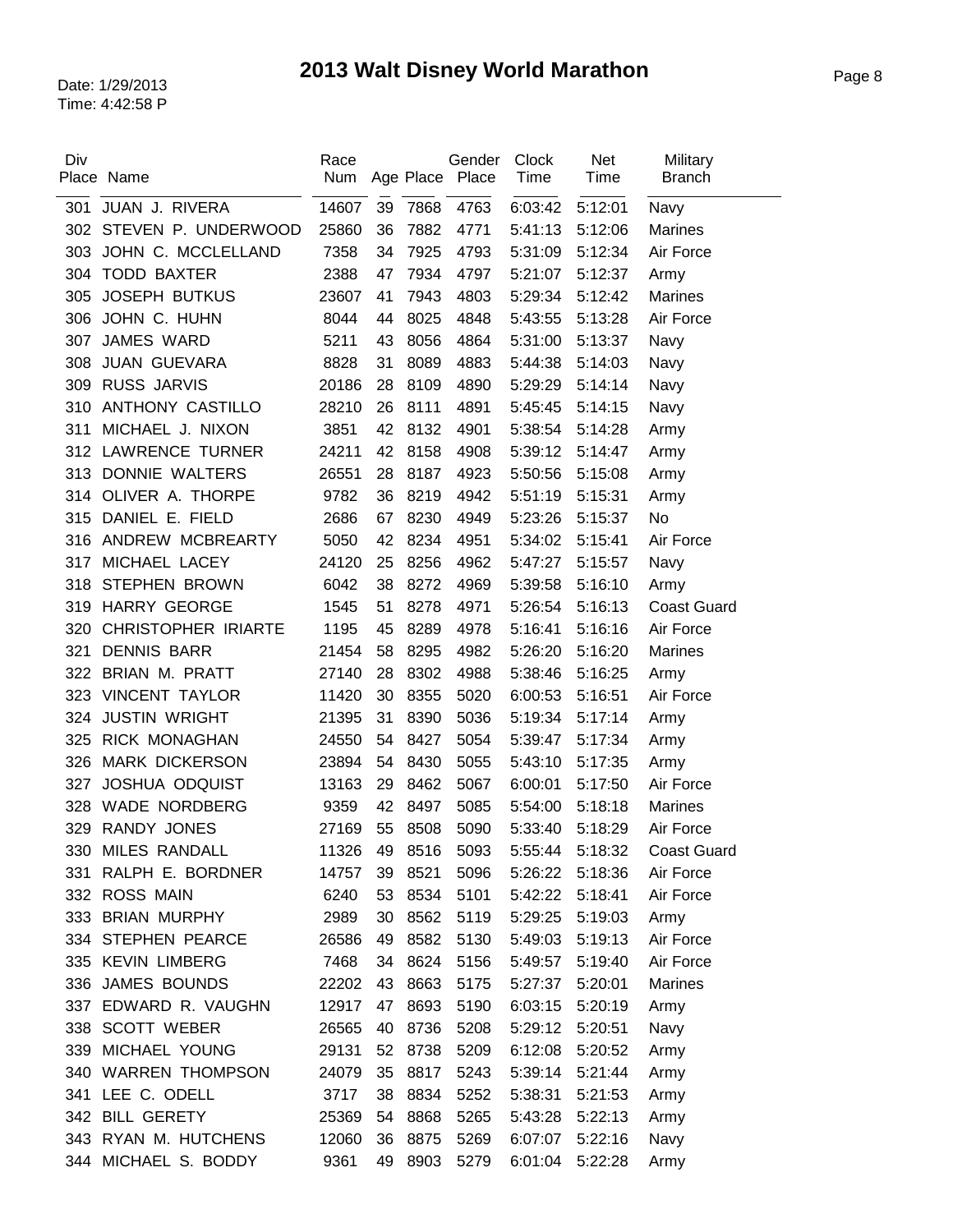# 2013 Walt Disney World Marathon

Date: 1/29/2013
Time: 4:42:58 P

| Div Place | Name | Race Num | Age | Place | Gender Place | Clock Time | Net Time | Military Branch |
|---|---|---|---|---|---|---|---|---|
| 301 | JUAN J. RIVERA | 14607 | 39 | 7868 | 4763 | 6:03:42 | 5:12:01 | Navy |
| 302 | STEVEN P. UNDERWOOD | 25860 | 36 | 7882 | 4771 | 5:41:13 | 5:12:06 | Marines |
| 303 | JOHN C. MCCLELLAND | 7358 | 34 | 7925 | 4793 | 5:31:09 | 5:12:34 | Air Force |
| 304 | TODD BAXTER | 2388 | 47 | 7934 | 4797 | 5:21:07 | 5:12:37 | Army |
| 305 | JOSEPH BUTKUS | 23607 | 41 | 7943 | 4803 | 5:29:34 | 5:12:42 | Marines |
| 306 | JOHN C. HUHN | 8044 | 44 | 8025 | 4848 | 5:43:55 | 5:13:28 | Air Force |
| 307 | JAMES WARD | 5211 | 43 | 8056 | 4864 | 5:31:00 | 5:13:37 | Navy |
| 308 | JUAN GUEVARA | 8828 | 31 | 8089 | 4883 | 5:44:38 | 5:14:03 | Navy |
| 309 | RUSS JARVIS | 20186 | 28 | 8109 | 4890 | 5:29:29 | 5:14:14 | Navy |
| 310 | ANTHONY CASTILLO | 28210 | 26 | 8111 | 4891 | 5:45:45 | 5:14:15 | Navy |
| 311 | MICHAEL J. NIXON | 3851 | 42 | 8132 | 4901 | 5:38:54 | 5:14:28 | Army |
| 312 | LAWRENCE TURNER | 24211 | 42 | 8158 | 4908 | 5:39:12 | 5:14:47 | Army |
| 313 | DONNIE WALTERS | 26551 | 28 | 8187 | 4923 | 5:50:56 | 5:15:08 | Army |
| 314 | OLIVER A. THORPE | 9782 | 36 | 8219 | 4942 | 5:51:19 | 5:15:31 | Army |
| 315 | DANIEL E. FIELD | 2686 | 67 | 8230 | 4949 | 5:23:26 | 5:15:37 | No |
| 316 | ANDREW MCBREARTY | 5050 | 42 | 8234 | 4951 | 5:34:02 | 5:15:41 | Air Force |
| 317 | MICHAEL LACEY | 24120 | 25 | 8256 | 4962 | 5:47:27 | 5:15:57 | Navy |
| 318 | STEPHEN BROWN | 6042 | 38 | 8272 | 4969 | 5:39:58 | 5:16:10 | Army |
| 319 | HARRY GEORGE | 1545 | 51 | 8278 | 4971 | 5:26:54 | 5:16:13 | Coast Guard |
| 320 | CHRISTOPHER IRIARTE | 1195 | 45 | 8289 | 4978 | 5:16:41 | 5:16:16 | Air Force |
| 321 | DENNIS BARR | 21454 | 58 | 8295 | 4982 | 5:26:20 | 5:16:20 | Marines |
| 322 | BRIAN M. PRATT | 27140 | 28 | 8302 | 4988 | 5:38:46 | 5:16:25 | Army |
| 323 | VINCENT TAYLOR | 11420 | 30 | 8355 | 5020 | 6:00:53 | 5:16:51 | Air Force |
| 324 | JUSTIN WRIGHT | 21395 | 31 | 8390 | 5036 | 5:19:34 | 5:17:14 | Army |
| 325 | RICK MONAGHAN | 24550 | 54 | 8427 | 5054 | 5:39:47 | 5:17:34 | Army |
| 326 | MARK DICKERSON | 23894 | 54 | 8430 | 5055 | 5:43:10 | 5:17:35 | Army |
| 327 | JOSHUA ODQUIST | 13163 | 29 | 8462 | 5067 | 6:00:01 | 5:17:50 | Air Force |
| 328 | WADE NORDBERG | 9359 | 42 | 8497 | 5085 | 5:54:00 | 5:18:18 | Marines |
| 329 | RANDY JONES | 27169 | 55 | 8508 | 5090 | 5:33:40 | 5:18:29 | Air Force |
| 330 | MILES RANDALL | 11326 | 49 | 8516 | 5093 | 5:55:44 | 5:18:32 | Coast Guard |
| 331 | RALPH E. BORDNER | 14757 | 39 | 8521 | 5096 | 5:26:22 | 5:18:36 | Air Force |
| 332 | ROSS MAIN | 6240 | 53 | 8534 | 5101 | 5:42:22 | 5:18:41 | Air Force |
| 333 | BRIAN MURPHY | 2989 | 30 | 8562 | 5119 | 5:29:25 | 5:19:03 | Army |
| 334 | STEPHEN PEARCE | 26586 | 49 | 8582 | 5130 | 5:49:03 | 5:19:13 | Air Force |
| 335 | KEVIN LIMBERG | 7468 | 34 | 8624 | 5156 | 5:49:57 | 5:19:40 | Air Force |
| 336 | JAMES BOUNDS | 22202 | 43 | 8663 | 5175 | 5:27:37 | 5:20:01 | Marines |
| 337 | EDWARD R. VAUGHN | 12917 | 47 | 8693 | 5190 | 6:03:15 | 5:20:19 | Army |
| 338 | SCOTT WEBER | 26565 | 40 | 8736 | 5208 | 5:29:12 | 5:20:51 | Navy |
| 339 | MICHAEL YOUNG | 29131 | 52 | 8738 | 5209 | 6:12:08 | 5:20:52 | Army |
| 340 | WARREN THOMPSON | 24079 | 35 | 8817 | 5243 | 5:39:14 | 5:21:44 | Army |
| 341 | LEE C. ODELL | 3717 | 38 | 8834 | 5252 | 5:38:31 | 5:21:53 | Army |
| 342 | BILL GERETY | 25369 | 54 | 8868 | 5265 | 5:43:28 | 5:22:13 | Army |
| 343 | RYAN M. HUTCHENS | 12060 | 36 | 8875 | 5269 | 6:07:07 | 5:22:16 | Navy |
| 344 | MICHAEL S. BODDY | 9361 | 49 | 8903 | 5279 | 6:01:04 | 5:22:28 | Army |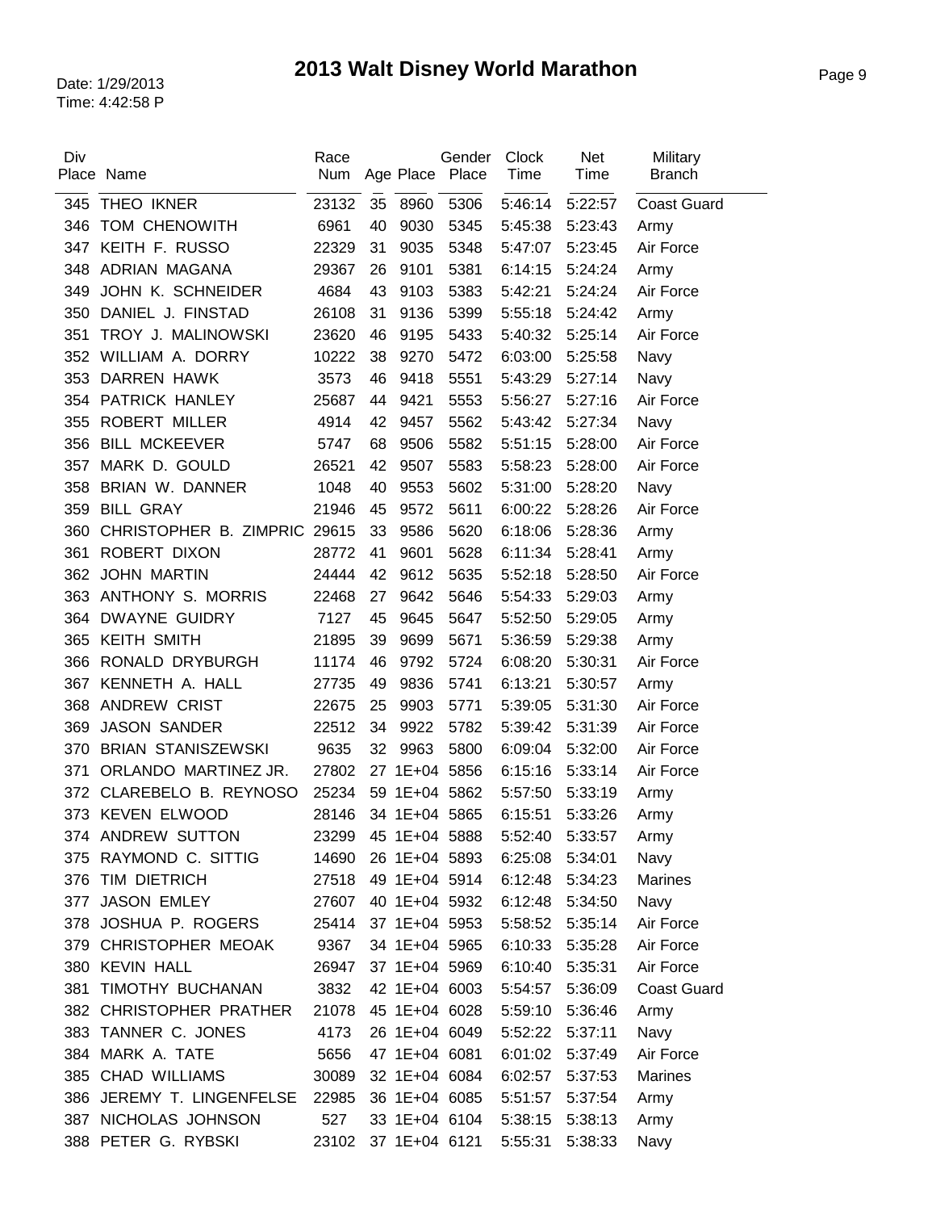# 2013 Walt Disney World Marathon

Date: 1/29/2013
Time: 4:42:58 P

| Div Place | Name | Race Num | Age | Place | Gender Place | Clock Time | Net Time | Military Branch |
|---|---|---|---|---|---|---|---|---|
| 345 | THEO IKNER | 23132 | 35 | 8960 | 5306 | 5:46:14 | 5:22:57 | Coast Guard |
| 346 | TOM CHENOWITH | 6961 | 40 | 9030 | 5345 | 5:45:38 | 5:23:43 | Army |
| 347 | KEITH F. RUSSO | 22329 | 31 | 9035 | 5348 | 5:47:07 | 5:23:45 | Air Force |
| 348 | ADRIAN MAGANA | 29367 | 26 | 9101 | 5381 | 6:14:15 | 5:24:24 | Army |
| 349 | JOHN K. SCHNEIDER | 4684 | 43 | 9103 | 5383 | 5:42:21 | 5:24:24 | Air Force |
| 350 | DANIEL J. FINSTAD | 26108 | 31 | 9136 | 5399 | 5:55:18 | 5:24:42 | Army |
| 351 | TROY J. MALINOWSKI | 23620 | 46 | 9195 | 5433 | 5:40:32 | 5:25:14 | Air Force |
| 352 | WILLIAM A. DORRY | 10222 | 38 | 9270 | 5472 | 6:03:00 | 5:25:58 | Navy |
| 353 | DARREN HAWK | 3573 | 46 | 9418 | 5551 | 5:43:29 | 5:27:14 | Navy |
| 354 | PATRICK HANLEY | 25687 | 44 | 9421 | 5553 | 5:56:27 | 5:27:16 | Air Force |
| 355 | ROBERT MILLER | 4914 | 42 | 9457 | 5562 | 5:43:42 | 5:27:34 | Navy |
| 356 | BILL MCKEEVER | 5747 | 68 | 9506 | 5582 | 5:51:15 | 5:28:00 | Air Force |
| 357 | MARK D. GOULD | 26521 | 42 | 9507 | 5583 | 5:58:23 | 5:28:00 | Air Force |
| 358 | BRIAN W. DANNER | 1048 | 40 | 9553 | 5602 | 5:31:00 | 5:28:20 | Navy |
| 359 | BILL GRAY | 21946 | 45 | 9572 | 5611 | 6:00:22 | 5:28:26 | Air Force |
| 360 | CHRISTOPHER B. ZIMPRIC | 29615 | 33 | 9586 | 5620 | 6:18:06 | 5:28:36 | Army |
| 361 | ROBERT DIXON | 28772 | 41 | 9601 | 5628 | 6:11:34 | 5:28:41 | Army |
| 362 | JOHN MARTIN | 24444 | 42 | 9612 | 5635 | 5:52:18 | 5:28:50 | Air Force |
| 363 | ANTHONY S. MORRIS | 22468 | 27 | 9642 | 5646 | 5:54:33 | 5:29:03 | Army |
| 364 | DWAYNE GUIDRY | 7127 | 45 | 9645 | 5647 | 5:52:50 | 5:29:05 | Army |
| 365 | KEITH SMITH | 21895 | 39 | 9699 | 5671 | 5:36:59 | 5:29:38 | Army |
| 366 | RONALD DRYBURGH | 11174 | 46 | 9792 | 5724 | 6:08:20 | 5:30:31 | Air Force |
| 367 | KENNETH A. HALL | 27735 | 49 | 9836 | 5741 | 6:13:21 | 5:30:57 | Army |
| 368 | ANDREW CRIST | 22675 | 25 | 9903 | 5771 | 5:39:05 | 5:31:30 | Air Force |
| 369 | JASON SANDER | 22512 | 34 | 9922 | 5782 | 5:39:42 | 5:31:39 | Air Force |
| 370 | BRIAN STANISZEWSKI | 9635 | 32 | 9963 | 5800 | 6:09:04 | 5:32:00 | Air Force |
| 371 | ORLANDO MARTINEZ JR. | 27802 | 27 | 1E+04 | 5856 | 6:15:16 | 5:33:14 | Air Force |
| 372 | CLAREBELO B. REYNOSO | 25234 | 59 | 1E+04 | 5862 | 5:57:50 | 5:33:19 | Army |
| 373 | KEVEN ELWOOD | 28146 | 34 | 1E+04 | 5865 | 6:15:51 | 5:33:26 | Army |
| 374 | ANDREW SUTTON | 23299 | 45 | 1E+04 | 5888 | 5:52:40 | 5:33:57 | Army |
| 375 | RAYMOND C. SITTIG | 14690 | 26 | 1E+04 | 5893 | 6:25:08 | 5:34:01 | Navy |
| 376 | TIM DIETRICH | 27518 | 49 | 1E+04 | 5914 | 6:12:48 | 5:34:23 | Marines |
| 377 | JASON EMLEY | 27607 | 40 | 1E+04 | 5932 | 6:12:48 | 5:34:50 | Navy |
| 378 | JOSHUA P. ROGERS | 25414 | 37 | 1E+04 | 5953 | 5:58:52 | 5:35:14 | Air Force |
| 379 | CHRISTOPHER MEOAK | 9367 | 34 | 1E+04 | 5965 | 6:10:33 | 5:35:28 | Air Force |
| 380 | KEVIN HALL | 26947 | 37 | 1E+04 | 5969 | 6:10:40 | 5:35:31 | Air Force |
| 381 | TIMOTHY BUCHANAN | 3832 | 42 | 1E+04 | 6003 | 5:54:57 | 5:36:09 | Coast Guard |
| 382 | CHRISTOPHER PRATHER | 21078 | 45 | 1E+04 | 6028 | 5:59:10 | 5:36:46 | Army |
| 383 | TANNER C. JONES | 4173 | 26 | 1E+04 | 6049 | 5:52:22 | 5:37:11 | Navy |
| 384 | MARK A. TATE | 5656 | 47 | 1E+04 | 6081 | 6:01:02 | 5:37:49 | Air Force |
| 385 | CHAD WILLIAMS | 30089 | 32 | 1E+04 | 6084 | 6:02:57 | 5:37:53 | Marines |
| 386 | JEREMY T. LINGENFELSE | 22985 | 36 | 1E+04 | 6085 | 5:51:57 | 5:37:54 | Army |
| 387 | NICHOLAS JOHNSON | 527 | 33 | 1E+04 | 6104 | 5:38:15 | 5:38:13 | Army |
| 388 | PETER G. RYBSKI | 23102 | 37 | 1E+04 | 6121 | 5:55:31 | 5:38:33 | Navy |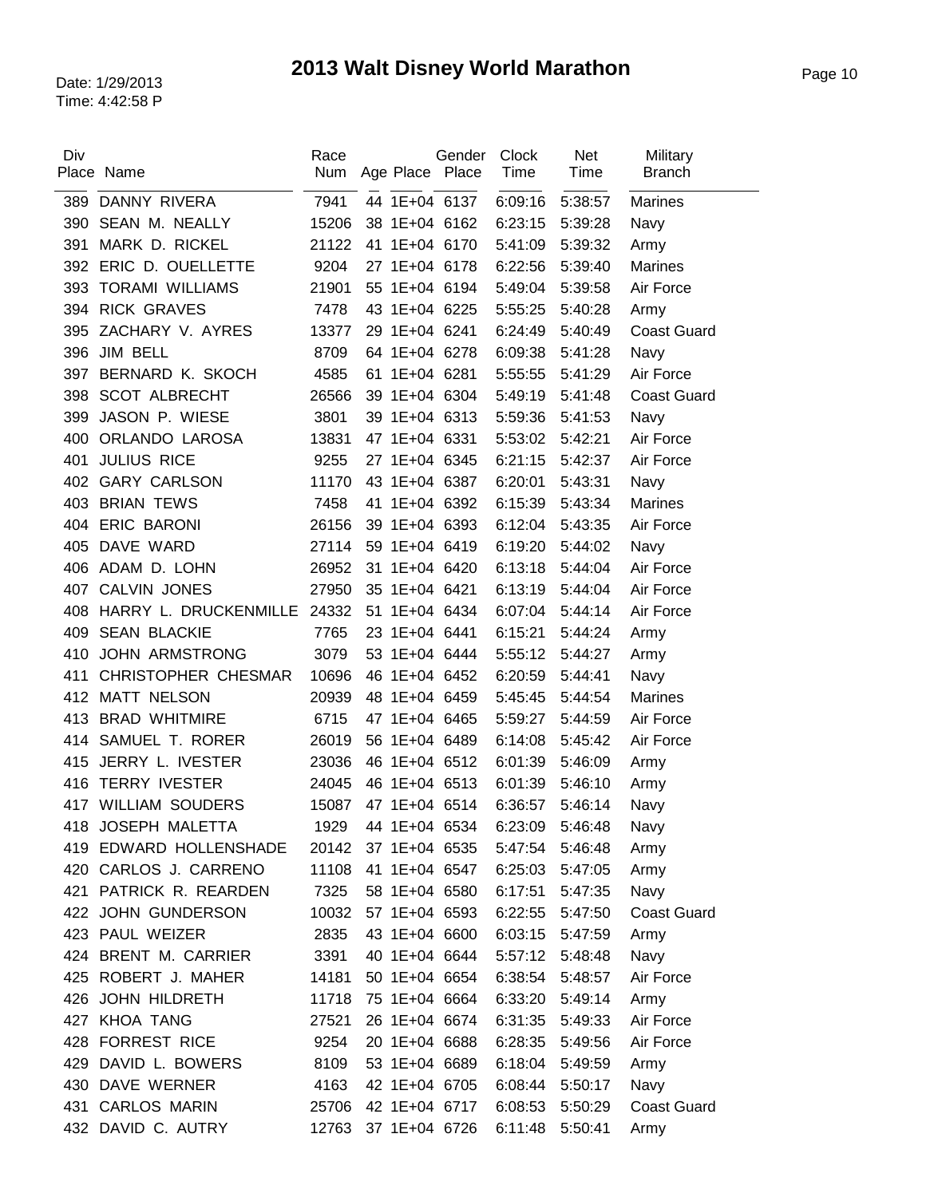# 2013 Walt Disney World Marathon

Date: 1/29/2013
Time: 4:42:58 P

| Div Place | Name | Race Num | Age | Place | Gender Place | Clock Time | Net Time | Military Branch |
|---|---|---|---|---|---|---|---|---|
| 389 | DANNY RIVERA | 7941 | 44 | 1E+04 | 6137 | 6:09:16 | 5:38:57 | Marines |
| 390 | SEAN M. NEALLY | 15206 | 38 | 1E+04 | 6162 | 6:23:15 | 5:39:28 | Navy |
| 391 | MARK D. RICKEL | 21122 | 41 | 1E+04 | 6170 | 5:41:09 | 5:39:32 | Army |
| 392 | ERIC D. OUELLETTE | 9204 | 27 | 1E+04 | 6178 | 6:22:56 | 5:39:40 | Marines |
| 393 | TORAMI WILLIAMS | 21901 | 55 | 1E+04 | 6194 | 5:49:04 | 5:39:58 | Air Force |
| 394 | RICK GRAVES | 7478 | 43 | 1E+04 | 6225 | 5:55:25 | 5:40:28 | Army |
| 395 | ZACHARY V. AYRES | 13377 | 29 | 1E+04 | 6241 | 6:24:49 | 5:40:49 | Coast Guard |
| 396 | JIM BELL | 8709 | 64 | 1E+04 | 6278 | 6:09:38 | 5:41:28 | Navy |
| 397 | BERNARD K. SKOCH | 4585 | 61 | 1E+04 | 6281 | 5:55:55 | 5:41:29 | Air Force |
| 398 | SCOT ALBRECHT | 26566 | 39 | 1E+04 | 6304 | 5:49:19 | 5:41:48 | Coast Guard |
| 399 | JASON P. WIESE | 3801 | 39 | 1E+04 | 6313 | 5:59:36 | 5:41:53 | Navy |
| 400 | ORLANDO LAROSA | 13831 | 47 | 1E+04 | 6331 | 5:53:02 | 5:42:21 | Air Force |
| 401 | JULIUS RICE | 9255 | 27 | 1E+04 | 6345 | 6:21:15 | 5:42:37 | Air Force |
| 402 | GARY CARLSON | 11170 | 43 | 1E+04 | 6387 | 6:20:01 | 5:43:31 | Navy |
| 403 | BRIAN TEWS | 7458 | 41 | 1E+04 | 6392 | 6:15:39 | 5:43:34 | Marines |
| 404 | ERIC BARONI | 26156 | 39 | 1E+04 | 6393 | 6:12:04 | 5:43:35 | Air Force |
| 405 | DAVE WARD | 27114 | 59 | 1E+04 | 6419 | 6:19:20 | 5:44:02 | Navy |
| 406 | ADAM D. LOHN | 26952 | 31 | 1E+04 | 6420 | 6:13:18 | 5:44:04 | Air Force |
| 407 | CALVIN JONES | 27950 | 35 | 1E+04 | 6421 | 6:13:19 | 5:44:04 | Air Force |
| 408 | HARRY L. DRUCKENMILLE | 24332 | 51 | 1E+04 | 6434 | 6:07:04 | 5:44:14 | Air Force |
| 409 | SEAN BLACKIE | 7765 | 23 | 1E+04 | 6441 | 6:15:21 | 5:44:24 | Army |
| 410 | JOHN ARMSTRONG | 3079 | 53 | 1E+04 | 6444 | 5:55:12 | 5:44:27 | Army |
| 411 | CHRISTOPHER CHESMAR | 10696 | 46 | 1E+04 | 6452 | 6:20:59 | 5:44:41 | Navy |
| 412 | MATT NELSON | 20939 | 48 | 1E+04 | 6459 | 5:45:45 | 5:44:54 | Marines |
| 413 | BRAD WHITMIRE | 6715 | 47 | 1E+04 | 6465 | 5:59:27 | 5:44:59 | Air Force |
| 414 | SAMUEL T. RORER | 26019 | 56 | 1E+04 | 6489 | 6:14:08 | 5:45:42 | Air Force |
| 415 | JERRY L. IVESTER | 23036 | 46 | 1E+04 | 6512 | 6:01:39 | 5:46:09 | Army |
| 416 | TERRY IVESTER | 24045 | 46 | 1E+04 | 6513 | 6:01:39 | 5:46:10 | Army |
| 417 | WILLIAM SOUDERS | 15087 | 47 | 1E+04 | 6514 | 6:36:57 | 5:46:14 | Navy |
| 418 | JOSEPH MALETTA | 1929 | 44 | 1E+04 | 6534 | 6:23:09 | 5:46:48 | Navy |
| 419 | EDWARD HOLLENSHADE | 20142 | 37 | 1E+04 | 6535 | 5:47:54 | 5:46:48 | Army |
| 420 | CARLOS J. CARRENO | 11108 | 41 | 1E+04 | 6547 | 6:25:03 | 5:47:05 | Army |
| 421 | PATRICK R. REARDEN | 7325 | 58 | 1E+04 | 6580 | 6:17:51 | 5:47:35 | Navy |
| 422 | JOHN GUNDERSON | 10032 | 57 | 1E+04 | 6593 | 6:22:55 | 5:47:50 | Coast Guard |
| 423 | PAUL WEIZER | 2835 | 43 | 1E+04 | 6600 | 6:03:15 | 5:47:59 | Army |
| 424 | BRENT M. CARRIER | 3391 | 40 | 1E+04 | 6644 | 5:57:12 | 5:48:48 | Navy |
| 425 | ROBERT J. MAHER | 14181 | 50 | 1E+04 | 6654 | 6:38:54 | 5:48:57 | Air Force |
| 426 | JOHN HILDRETH | 11718 | 75 | 1E+04 | 6664 | 6:33:20 | 5:49:14 | Army |
| 427 | KHOA TANG | 27521 | 26 | 1E+04 | 6674 | 6:31:35 | 5:49:33 | Air Force |
| 428 | FORREST RICE | 9254 | 20 | 1E+04 | 6688 | 6:28:35 | 5:49:56 | Air Force |
| 429 | DAVID L. BOWERS | 8109 | 53 | 1E+04 | 6689 | 6:18:04 | 5:49:59 | Army |
| 430 | DAVE WERNER | 4163 | 42 | 1E+04 | 6705 | 6:08:44 | 5:50:17 | Navy |
| 431 | CARLOS MARIN | 25706 | 42 | 1E+04 | 6717 | 6:08:53 | 5:50:29 | Coast Guard |
| 432 | DAVID C. AUTRY | 12763 | 37 | 1E+04 | 6726 | 6:11:48 | 5:50:41 | Army |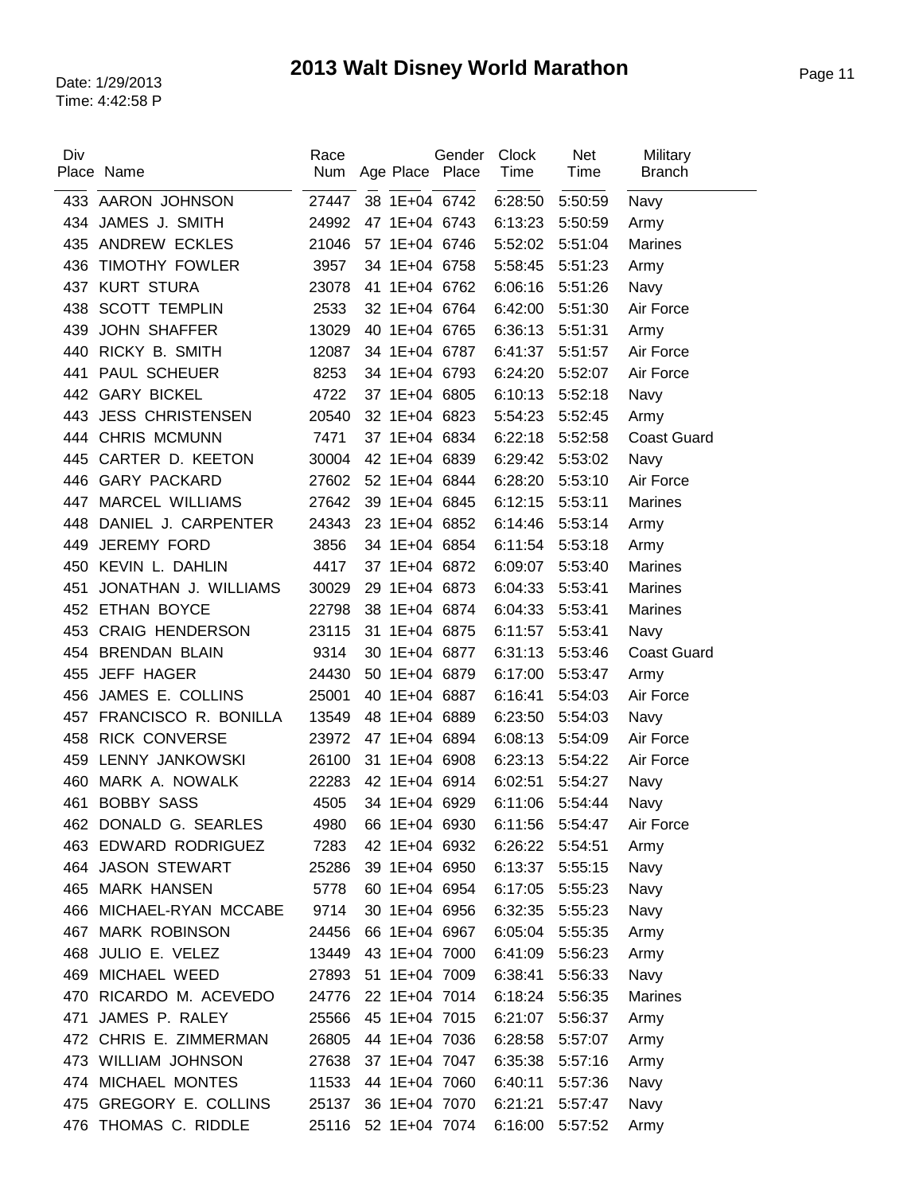# 2013 Walt Disney World Marathon

Date: 1/29/2013
Time: 4:42:58 P

| Div Place | Name | Race Num | Age | Place | Gender Place | Clock Time | Net Time | Military Branch |
|---|---|---|---|---|---|---|---|---|
| 433 | AARON JOHNSON | 27447 | 38 | 1E+04 | 6742 | 6:28:50 | 5:50:59 | Navy |
| 434 | JAMES J. SMITH | 24992 | 47 | 1E+04 | 6743 | 6:13:23 | 5:50:59 | Army |
| 435 | ANDREW ECKLES | 21046 | 57 | 1E+04 | 6746 | 5:52:02 | 5:51:04 | Marines |
| 436 | TIMOTHY FOWLER | 3957 | 34 | 1E+04 | 6758 | 5:58:45 | 5:51:23 | Army |
| 437 | KURT STURA | 23078 | 41 | 1E+04 | 6762 | 6:06:16 | 5:51:26 | Navy |
| 438 | SCOTT TEMPLIN | 2533 | 32 | 1E+04 | 6764 | 6:42:00 | 5:51:30 | Air Force |
| 439 | JOHN SHAFFER | 13029 | 40 | 1E+04 | 6765 | 6:36:13 | 5:51:31 | Army |
| 440 | RICKY B. SMITH | 12087 | 34 | 1E+04 | 6787 | 6:41:37 | 5:51:57 | Air Force |
| 441 | PAUL SCHEUER | 8253 | 34 | 1E+04 | 6793 | 6:24:20 | 5:52:07 | Air Force |
| 442 | GARY BICKEL | 4722 | 37 | 1E+04 | 6805 | 6:10:13 | 5:52:18 | Navy |
| 443 | JESS CHRISTENSEN | 20540 | 32 | 1E+04 | 6823 | 5:54:23 | 5:52:45 | Army |
| 444 | CHRIS MCMUNN | 7471 | 37 | 1E+04 | 6834 | 6:22:18 | 5:52:58 | Coast Guard |
| 445 | CARTER D. KEETON | 30004 | 42 | 1E+04 | 6839 | 6:29:42 | 5:53:02 | Navy |
| 446 | GARY PACKARD | 27602 | 52 | 1E+04 | 6844 | 6:28:20 | 5:53:10 | Air Force |
| 447 | MARCEL WILLIAMS | 27642 | 39 | 1E+04 | 6845 | 6:12:15 | 5:53:11 | Marines |
| 448 | DANIEL J. CARPENTER | 24343 | 23 | 1E+04 | 6852 | 6:14:46 | 5:53:14 | Army |
| 449 | JEREMY FORD | 3856 | 34 | 1E+04 | 6854 | 6:11:54 | 5:53:18 | Army |
| 450 | KEVIN L. DAHLIN | 4417 | 37 | 1E+04 | 6872 | 6:09:07 | 5:53:40 | Marines |
| 451 | JONATHAN J. WILLIAMS | 30029 | 29 | 1E+04 | 6873 | 6:04:33 | 5:53:41 | Marines |
| 452 | ETHAN BOYCE | 22798 | 38 | 1E+04 | 6874 | 6:04:33 | 5:53:41 | Marines |
| 453 | CRAIG HENDERSON | 23115 | 31 | 1E+04 | 6875 | 6:11:57 | 5:53:41 | Navy |
| 454 | BRENDAN BLAIN | 9314 | 30 | 1E+04 | 6877 | 6:31:13 | 5:53:46 | Coast Guard |
| 455 | JEFF HAGER | 24430 | 50 | 1E+04 | 6879 | 6:17:00 | 5:53:47 | Army |
| 456 | JAMES E. COLLINS | 25001 | 40 | 1E+04 | 6887 | 6:16:41 | 5:54:03 | Air Force |
| 457 | FRANCISCO R. BONILLA | 13549 | 48 | 1E+04 | 6889 | 6:23:50 | 5:54:03 | Navy |
| 458 | RICK CONVERSE | 23972 | 47 | 1E+04 | 6894 | 6:08:13 | 5:54:09 | Air Force |
| 459 | LENNY JANKOWSKI | 26100 | 31 | 1E+04 | 6908 | 6:23:13 | 5:54:22 | Air Force |
| 460 | MARK A. NOWALK | 22283 | 42 | 1E+04 | 6914 | 6:02:51 | 5:54:27 | Navy |
| 461 | BOBBY SASS | 4505 | 34 | 1E+04 | 6929 | 6:11:06 | 5:54:44 | Navy |
| 462 | DONALD G. SEARLES | 4980 | 66 | 1E+04 | 6930 | 6:11:56 | 5:54:47 | Air Force |
| 463 | EDWARD RODRIGUEZ | 7283 | 42 | 1E+04 | 6932 | 6:26:22 | 5:54:51 | Army |
| 464 | JASON STEWART | 25286 | 39 | 1E+04 | 6950 | 6:13:37 | 5:55:15 | Navy |
| 465 | MARK HANSEN | 5778 | 60 | 1E+04 | 6954 | 6:17:05 | 5:55:23 | Navy |
| 466 | MICHAEL-RYAN MCCABE | 9714 | 30 | 1E+04 | 6956 | 6:32:35 | 5:55:23 | Navy |
| 467 | MARK ROBINSON | 24456 | 66 | 1E+04 | 6967 | 6:05:04 | 5:55:35 | Army |
| 468 | JULIO E. VELEZ | 13449 | 43 | 1E+04 | 7000 | 6:41:09 | 5:56:23 | Army |
| 469 | MICHAEL WEED | 27893 | 51 | 1E+04 | 7009 | 6:38:41 | 5:56:33 | Navy |
| 470 | RICARDO M. ACEVEDO | 24776 | 22 | 1E+04 | 7014 | 6:18:24 | 5:56:35 | Marines |
| 471 | JAMES P. RALEY | 25566 | 45 | 1E+04 | 7015 | 6:21:07 | 5:56:37 | Army |
| 472 | CHRIS E. ZIMMERMAN | 26805 | 44 | 1E+04 | 7036 | 6:28:58 | 5:57:07 | Army |
| 473 | WILLIAM JOHNSON | 27638 | 37 | 1E+04 | 7047 | 6:35:38 | 5:57:16 | Army |
| 474 | MICHAEL MONTES | 11533 | 44 | 1E+04 | 7060 | 6:40:11 | 5:57:36 | Navy |
| 475 | GREGORY E. COLLINS | 25137 | 36 | 1E+04 | 7070 | 6:21:21 | 5:57:47 | Navy |
| 476 | THOMAS C. RIDDLE | 25116 | 52 | 1E+04 | 7074 | 6:16:00 | 5:57:52 | Army |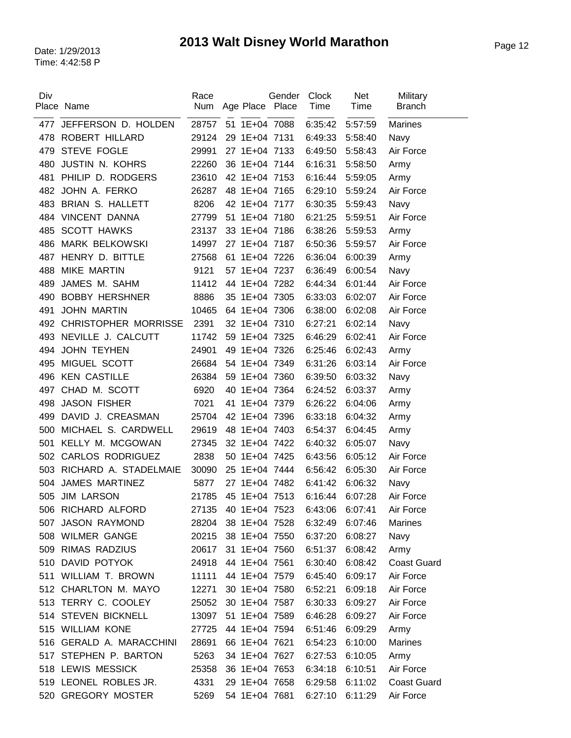# 2013 Walt Disney World Marathon

Date: 1/29/2013
Time: 4:42:58 P

| Div Place | Name | Race Num | Age | Place | Gender Place | Clock Time | Net Time | Military Branch |
|---|---|---|---|---|---|---|---|---|
| 477 | JEFFERSON D. HOLDEN | 28757 | 51 | 1E+04 | 7088 | 6:35:42 | 5:57:59 | Marines |
| 478 | ROBERT HILLARD | 29124 | 29 | 1E+04 | 7131 | 6:49:33 | 5:58:40 | Navy |
| 479 | STEVE FOGLE | 29991 | 27 | 1E+04 | 7133 | 6:49:50 | 5:58:43 | Air Force |
| 480 | JUSTIN N. KOHRS | 22260 | 36 | 1E+04 | 7144 | 6:16:31 | 5:58:50 | Army |
| 481 | PHILIP D. RODGERS | 23610 | 42 | 1E+04 | 7153 | 6:16:44 | 5:59:05 | Army |
| 482 | JOHN A. FERKO | 26287 | 48 | 1E+04 | 7165 | 6:29:10 | 5:59:24 | Air Force |
| 483 | BRIAN S. HALLETT | 8206 | 42 | 1E+04 | 7177 | 6:30:35 | 5:59:43 | Navy |
| 484 | VINCENT DANNA | 27799 | 51 | 1E+04 | 7180 | 6:21:25 | 5:59:51 | Air Force |
| 485 | SCOTT HAWKS | 23137 | 33 | 1E+04 | 7186 | 6:38:26 | 5:59:53 | Army |
| 486 | MARK BELKOWSKI | 14997 | 27 | 1E+04 | 7187 | 6:50:36 | 5:59:57 | Air Force |
| 487 | HENRY D. BITTLE | 27568 | 61 | 1E+04 | 7226 | 6:36:04 | 6:00:39 | Army |
| 488 | MIKE MARTIN | 9121 | 57 | 1E+04 | 7237 | 6:36:49 | 6:00:54 | Navy |
| 489 | JAMES M. SAHM | 11412 | 44 | 1E+04 | 7282 | 6:44:34 | 6:01:44 | Air Force |
| 490 | BOBBY HERSHNER | 8886 | 35 | 1E+04 | 7305 | 6:33:03 | 6:02:07 | Air Force |
| 491 | JOHN MARTIN | 10465 | 64 | 1E+04 | 7306 | 6:38:00 | 6:02:08 | Air Force |
| 492 | CHRISTOPHER MORRISSE | 2391 | 32 | 1E+04 | 7310 | 6:27:21 | 6:02:14 | Navy |
| 493 | NEVILLE J. CALCUTT | 11742 | 59 | 1E+04 | 7325 | 6:46:29 | 6:02:41 | Air Force |
| 494 | JOHN TEYHEN | 24901 | 49 | 1E+04 | 7326 | 6:25:46 | 6:02:43 | Army |
| 495 | MIGUEL SCOTT | 26684 | 54 | 1E+04 | 7349 | 6:31:26 | 6:03:14 | Air Force |
| 496 | KEN CASTILLE | 26384 | 59 | 1E+04 | 7360 | 6:39:50 | 6:03:32 | Navy |
| 497 | CHAD M. SCOTT | 6920 | 40 | 1E+04 | 7364 | 6:24:52 | 6:03:37 | Army |
| 498 | JASON FISHER | 7021 | 41 | 1E+04 | 7379 | 6:26:22 | 6:04:06 | Army |
| 499 | DAVID J. CREASMAN | 25704 | 42 | 1E+04 | 7396 | 6:33:18 | 6:04:32 | Army |
| 500 | MICHAEL S. CARDWELL | 29619 | 48 | 1E+04 | 7403 | 6:54:37 | 6:04:45 | Army |
| 501 | KELLY M. MCGOWAN | 27345 | 32 | 1E+04 | 7422 | 6:40:32 | 6:05:07 | Navy |
| 502 | CARLOS RODRIGUEZ | 2838 | 50 | 1E+04 | 7425 | 6:43:56 | 6:05:12 | Air Force |
| 503 | RICHARD A. STADELMAIE | 30090 | 25 | 1E+04 | 7444 | 6:56:42 | 6:05:30 | Air Force |
| 504 | JAMES MARTINEZ | 5877 | 27 | 1E+04 | 7482 | 6:41:42 | 6:06:32 | Navy |
| 505 | JIM LARSON | 21785 | 45 | 1E+04 | 7513 | 6:16:44 | 6:07:28 | Air Force |
| 506 | RICHARD ALFORD | 27135 | 40 | 1E+04 | 7523 | 6:43:06 | 6:07:41 | Air Force |
| 507 | JASON RAYMOND | 28204 | 38 | 1E+04 | 7528 | 6:32:49 | 6:07:46 | Marines |
| 508 | WILMER GANGE | 20215 | 38 | 1E+04 | 7550 | 6:37:20 | 6:08:27 | Navy |
| 509 | RIMAS RADZIUS | 20617 | 31 | 1E+04 | 7560 | 6:51:37 | 6:08:42 | Army |
| 510 | DAVID POTYOK | 24918 | 44 | 1E+04 | 7561 | 6:30:40 | 6:08:42 | Coast Guard |
| 511 | WILLIAM T. BROWN | 11111 | 44 | 1E+04 | 7579 | 6:45:40 | 6:09:17 | Air Force |
| 512 | CHARLTON M. MAYO | 12271 | 30 | 1E+04 | 7580 | 6:52:21 | 6:09:18 | Air Force |
| 513 | TERRY C. COOLEY | 25052 | 30 | 1E+04 | 7587 | 6:30:33 | 6:09:27 | Air Force |
| 514 | STEVEN BICKNELL | 13097 | 51 | 1E+04 | 7589 | 6:46:28 | 6:09:27 | Air Force |
| 515 | WILLIAM KONE | 27725 | 44 | 1E+04 | 7594 | 6:51:46 | 6:09:29 | Army |
| 516 | GERALD A. MARACCHINI | 28691 | 66 | 1E+04 | 7621 | 6:54:23 | 6:10:00 | Marines |
| 517 | STEPHEN P. BARTON | 5263 | 34 | 1E+04 | 7627 | 6:27:53 | 6:10:05 | Army |
| 518 | LEWIS MESSICK | 25358 | 36 | 1E+04 | 7653 | 6:34:18 | 6:10:51 | Air Force |
| 519 | LEONEL ROBLES JR. | 4331 | 29 | 1E+04 | 7658 | 6:29:58 | 6:11:02 | Coast Guard |
| 520 | GREGORY MOSTER | 5269 | 54 | 1E+04 | 7681 | 6:27:10 | 6:11:29 | Air Force |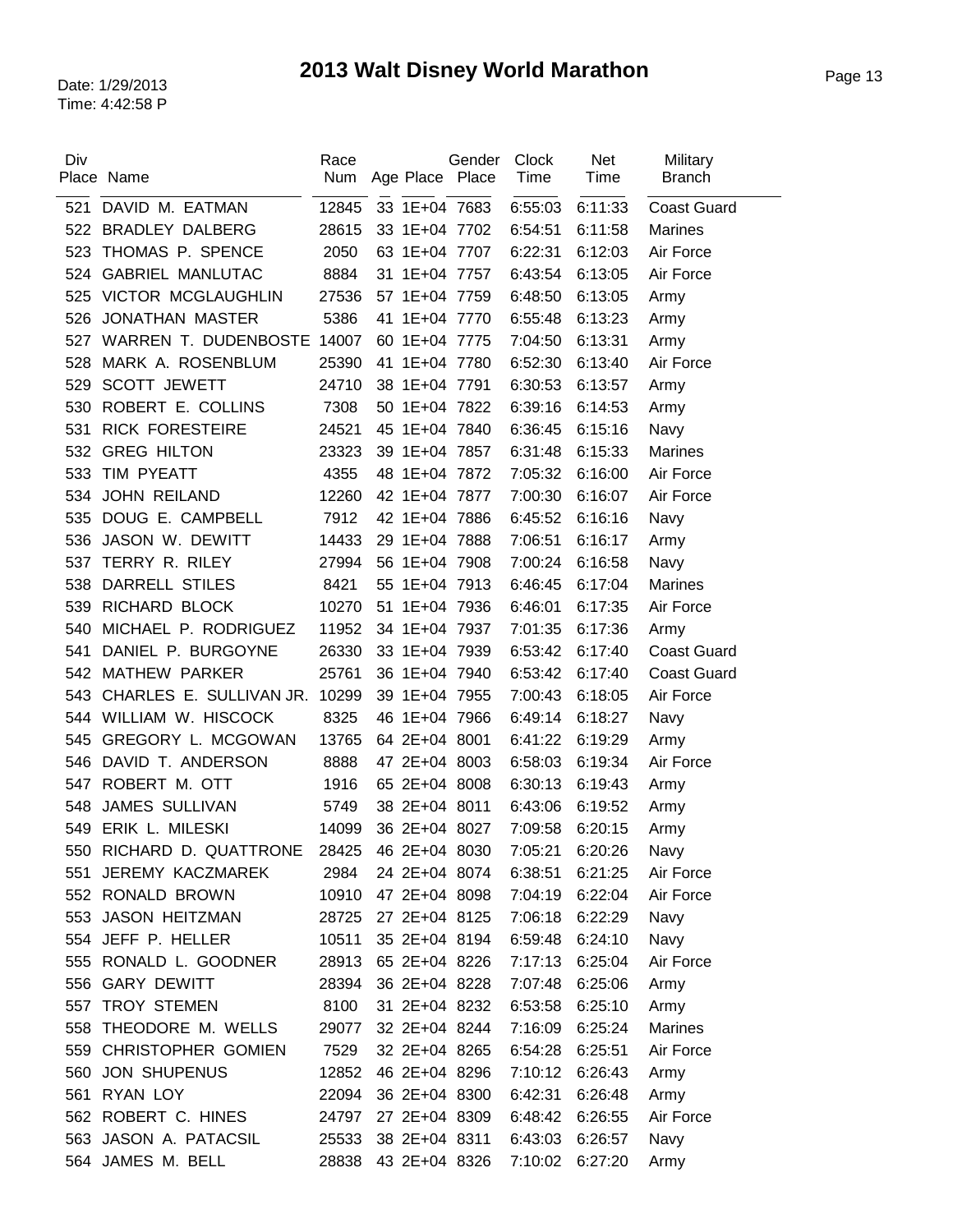# 2013 Walt Disney World Marathon

Date: 1/29/2013
Time: 4:42:58 P

| Div Place | Name | Race Num | Age | Place | Gender Place | Clock Time | Net Time | Military Branch |
|---|---|---|---|---|---|---|---|---|
| 521 | DAVID M. EATMAN | 12845 | 33 | 1E+04 | 7683 | 6:55:03 | 6:11:33 | Coast Guard |
| 522 | BRADLEY DALBERG | 28615 | 33 | 1E+04 | 7702 | 6:54:51 | 6:11:58 | Marines |
| 523 | THOMAS P. SPENCE | 2050 | 63 | 1E+04 | 7707 | 6:22:31 | 6:12:03 | Air Force |
| 524 | GABRIEL MANLUTAC | 8884 | 31 | 1E+04 | 7757 | 6:43:54 | 6:13:05 | Air Force |
| 525 | VICTOR MCGLAUGHLIN | 27536 | 57 | 1E+04 | 7759 | 6:48:50 | 6:13:05 | Army |
| 526 | JONATHAN MASTER | 5386 | 41 | 1E+04 | 7770 | 6:55:48 | 6:13:23 | Army |
| 527 | WARREN T. DUDENBOSTE | 14007 | 60 | 1E+04 | 7775 | 7:04:50 | 6:13:31 | Army |
| 528 | MARK A. ROSENBLUM | 25390 | 41 | 1E+04 | 7780 | 6:52:30 | 6:13:40 | Air Force |
| 529 | SCOTT JEWETT | 24710 | 38 | 1E+04 | 7791 | 6:30:53 | 6:13:57 | Army |
| 530 | ROBERT E. COLLINS | 7308 | 50 | 1E+04 | 7822 | 6:39:16 | 6:14:53 | Army |
| 531 | RICK FORESTEIRE | 24521 | 45 | 1E+04 | 7840 | 6:36:45 | 6:15:16 | Navy |
| 532 | GREG HILTON | 23323 | 39 | 1E+04 | 7857 | 6:31:48 | 6:15:33 | Marines |
| 533 | TIM PYEATT | 4355 | 48 | 1E+04 | 7872 | 7:05:32 | 6:16:00 | Air Force |
| 534 | JOHN REILAND | 12260 | 42 | 1E+04 | 7877 | 7:00:30 | 6:16:07 | Air Force |
| 535 | DOUG E. CAMPBELL | 7912 | 42 | 1E+04 | 7886 | 6:45:52 | 6:16:16 | Navy |
| 536 | JASON W. DEWITT | 14433 | 29 | 1E+04 | 7888 | 7:06:51 | 6:16:17 | Army |
| 537 | TERRY R. RILEY | 27994 | 56 | 1E+04 | 7908 | 7:00:24 | 6:16:58 | Navy |
| 538 | DARRELL STILES | 8421 | 55 | 1E+04 | 7913 | 6:46:45 | 6:17:04 | Marines |
| 539 | RICHARD BLOCK | 10270 | 51 | 1E+04 | 7936 | 6:46:01 | 6:17:35 | Air Force |
| 540 | MICHAEL P. RODRIGUEZ | 11952 | 34 | 1E+04 | 7937 | 7:01:35 | 6:17:36 | Army |
| 541 | DANIEL P. BURGOYNE | 26330 | 33 | 1E+04 | 7939 | 6:53:42 | 6:17:40 | Coast Guard |
| 542 | MATHEW PARKER | 25761 | 36 | 1E+04 | 7940 | 6:53:42 | 6:17:40 | Coast Guard |
| 543 | CHARLES E. SULLIVAN JR. | 10299 | 39 | 1E+04 | 7955 | 7:00:43 | 6:18:05 | Air Force |
| 544 | WILLIAM W. HISCOCK | 8325 | 46 | 1E+04 | 7966 | 6:49:14 | 6:18:27 | Navy |
| 545 | GREGORY L. MCGOWAN | 13765 | 64 | 2E+04 | 8001 | 6:41:22 | 6:19:29 | Army |
| 546 | DAVID T. ANDERSON | 8888 | 47 | 2E+04 | 8003 | 6:58:03 | 6:19:34 | Air Force |
| 547 | ROBERT M. OTT | 1916 | 65 | 2E+04 | 8008 | 6:30:13 | 6:19:43 | Army |
| 548 | JAMES SULLIVAN | 5749 | 38 | 2E+04 | 8011 | 6:43:06 | 6:19:52 | Army |
| 549 | ERIK L. MILESKI | 14099 | 36 | 2E+04 | 8027 | 7:09:58 | 6:20:15 | Army |
| 550 | RICHARD D. QUATTRONE | 28425 | 46 | 2E+04 | 8030 | 7:05:21 | 6:20:26 | Navy |
| 551 | JEREMY KACZMAREK | 2984 | 24 | 2E+04 | 8074 | 6:38:51 | 6:21:25 | Air Force |
| 552 | RONALD BROWN | 10910 | 47 | 2E+04 | 8098 | 7:04:19 | 6:22:04 | Air Force |
| 553 | JASON HEITZMAN | 28725 | 27 | 2E+04 | 8125 | 7:06:18 | 6:22:29 | Navy |
| 554 | JEFF P. HELLER | 10511 | 35 | 2E+04 | 8194 | 6:59:48 | 6:24:10 | Navy |
| 555 | RONALD L. GOODNER | 28913 | 65 | 2E+04 | 8226 | 7:17:13 | 6:25:04 | Air Force |
| 556 | GARY DEWITT | 28394 | 36 | 2E+04 | 8228 | 7:07:48 | 6:25:06 | Army |
| 557 | TROY STEMEN | 8100 | 31 | 2E+04 | 8232 | 6:53:58 | 6:25:10 | Army |
| 558 | THEODORE M. WELLS | 29077 | 32 | 2E+04 | 8244 | 7:16:09 | 6:25:24 | Marines |
| 559 | CHRISTOPHER GOMIEN | 7529 | 32 | 2E+04 | 8265 | 6:54:28 | 6:25:51 | Air Force |
| 560 | JON SHUPENUS | 12852 | 46 | 2E+04 | 8296 | 7:10:12 | 6:26:43 | Army |
| 561 | RYAN LOY | 22094 | 36 | 2E+04 | 8300 | 6:42:31 | 6:26:48 | Army |
| 562 | ROBERT C. HINES | 24797 | 27 | 2E+04 | 8309 | 6:48:42 | 6:26:55 | Air Force |
| 563 | JASON A. PATACSIL | 25533 | 38 | 2E+04 | 8311 | 6:43:03 | 6:26:57 | Navy |
| 564 | JAMES M. BELL | 28838 | 43 | 2E+04 | 8326 | 7:10:02 | 6:27:20 | Army |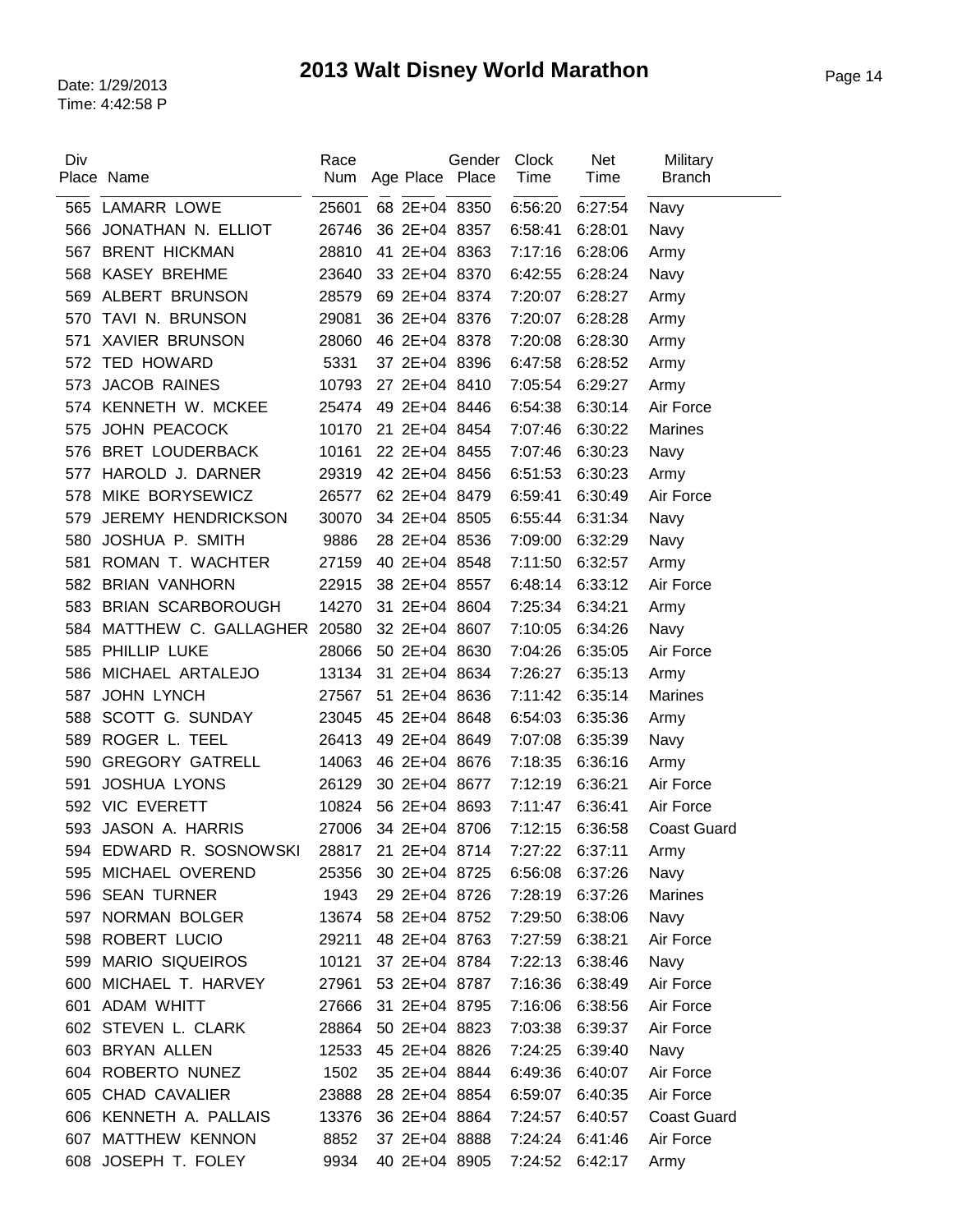# 2013 Walt Disney World Marathon

Date: 1/29/2013
Time: 4:42:58 P

| Div Place | Name | Race Num | Age | Place | Gender Place | Clock Time | Net Time | Military Branch |
|---|---|---|---|---|---|---|---|---|
| 565 | LAMARR LOWE | 25601 | 68 | 2E+04 | 8350 | 6:56:20 | 6:27:54 | Navy |
| 566 | JONATHAN N. ELLIOT | 26746 | 36 | 2E+04 | 8357 | 6:58:41 | 6:28:01 | Navy |
| 567 | BRENT HICKMAN | 28810 | 41 | 2E+04 | 8363 | 7:17:16 | 6:28:06 | Army |
| 568 | KASEY BREHME | 23640 | 33 | 2E+04 | 8370 | 6:42:55 | 6:28:24 | Navy |
| 569 | ALBERT BRUNSON | 28579 | 69 | 2E+04 | 8374 | 7:20:07 | 6:28:27 | Army |
| 570 | TAVI N. BRUNSON | 29081 | 36 | 2E+04 | 8376 | 7:20:07 | 6:28:28 | Army |
| 571 | XAVIER BRUNSON | 28060 | 46 | 2E+04 | 8378 | 7:20:08 | 6:28:30 | Army |
| 572 | TED HOWARD | 5331 | 37 | 2E+04 | 8396 | 6:47:58 | 6:28:52 | Army |
| 573 | JACOB RAINES | 10793 | 27 | 2E+04 | 8410 | 7:05:54 | 6:29:27 | Army |
| 574 | KENNETH W. MCKEE | 25474 | 49 | 2E+04 | 8446 | 6:54:38 | 6:30:14 | Air Force |
| 575 | JOHN PEACOCK | 10170 | 21 | 2E+04 | 8454 | 7:07:46 | 6:30:22 | Marines |
| 576 | BRET LOUDERBACK | 10161 | 22 | 2E+04 | 8455 | 7:07:46 | 6:30:23 | Navy |
| 577 | HAROLD J. DARNER | 29319 | 42 | 2E+04 | 8456 | 6:51:53 | 6:30:23 | Army |
| 578 | MIKE BORYSEWICZ | 26577 | 62 | 2E+04 | 8479 | 6:59:41 | 6:30:49 | Air Force |
| 579 | JEREMY HENDRICKSON | 30070 | 34 | 2E+04 | 8505 | 6:55:44 | 6:31:34 | Navy |
| 580 | JOSHUA P. SMITH | 9886 | 28 | 2E+04 | 8536 | 7:09:00 | 6:32:29 | Navy |
| 581 | ROMAN T. WACHTER | 27159 | 40 | 2E+04 | 8548 | 7:11:50 | 6:32:57 | Army |
| 582 | BRIAN VANHORN | 22915 | 38 | 2E+04 | 8557 | 6:48:14 | 6:33:12 | Air Force |
| 583 | BRIAN SCARBOROUGH | 14270 | 31 | 2E+04 | 8604 | 7:25:34 | 6:34:21 | Army |
| 584 | MATTHEW C. GALLAGHER | 20580 | 32 | 2E+04 | 8607 | 7:10:05 | 6:34:26 | Navy |
| 585 | PHILLIP LUKE | 28066 | 50 | 2E+04 | 8630 | 7:04:26 | 6:35:05 | Air Force |
| 586 | MICHAEL ARTALEJO | 13134 | 31 | 2E+04 | 8634 | 7:26:27 | 6:35:13 | Army |
| 587 | JOHN LYNCH | 27567 | 51 | 2E+04 | 8636 | 7:11:42 | 6:35:14 | Marines |
| 588 | SCOTT G. SUNDAY | 23045 | 45 | 2E+04 | 8648 | 6:54:03 | 6:35:36 | Army |
| 589 | ROGER L. TEEL | 26413 | 49 | 2E+04 | 8649 | 7:07:08 | 6:35:39 | Navy |
| 590 | GREGORY GATRELL | 14063 | 46 | 2E+04 | 8676 | 7:18:35 | 6:36:16 | Army |
| 591 | JOSHUA LYONS | 26129 | 30 | 2E+04 | 8677 | 7:12:19 | 6:36:21 | Air Force |
| 592 | VIC EVERETT | 10824 | 56 | 2E+04 | 8693 | 7:11:47 | 6:36:41 | Air Force |
| 593 | JASON A. HARRIS | 27006 | 34 | 2E+04 | 8706 | 7:12:15 | 6:36:58 | Coast Guard |
| 594 | EDWARD R. SOSNOWSKI | 28817 | 21 | 2E+04 | 8714 | 7:27:22 | 6:37:11 | Army |
| 595 | MICHAEL OVEREND | 25356 | 30 | 2E+04 | 8725 | 6:56:08 | 6:37:26 | Navy |
| 596 | SEAN TURNER | 1943 | 29 | 2E+04 | 8726 | 7:28:19 | 6:37:26 | Marines |
| 597 | NORMAN BOLGER | 13674 | 58 | 2E+04 | 8752 | 7:29:50 | 6:38:06 | Navy |
| 598 | ROBERT LUCIO | 29211 | 48 | 2E+04 | 8763 | 7:27:59 | 6:38:21 | Air Force |
| 599 | MARIO SIQUEIROS | 10121 | 37 | 2E+04 | 8784 | 7:22:13 | 6:38:46 | Navy |
| 600 | MICHAEL T. HARVEY | 27961 | 53 | 2E+04 | 8787 | 7:16:36 | 6:38:49 | Air Force |
| 601 | ADAM WHITT | 27666 | 31 | 2E+04 | 8795 | 7:16:06 | 6:38:56 | Air Force |
| 602 | STEVEN L. CLARK | 28864 | 50 | 2E+04 | 8823 | 7:03:38 | 6:39:37 | Air Force |
| 603 | BRYAN ALLEN | 12533 | 45 | 2E+04 | 8826 | 7:24:25 | 6:39:40 | Navy |
| 604 | ROBERTO NUNEZ | 1502 | 35 | 2E+04 | 8844 | 6:49:36 | 6:40:07 | Air Force |
| 605 | CHAD CAVALIER | 23888 | 28 | 2E+04 | 8854 | 6:59:07 | 6:40:35 | Air Force |
| 606 | KENNETH A. PALLAIS | 13376 | 36 | 2E+04 | 8864 | 7:24:57 | 6:40:57 | Coast Guard |
| 607 | MATTHEW KENNON | 8852 | 37 | 2E+04 | 8888 | 7:24:24 | 6:41:46 | Air Force |
| 608 | JOSEPH T. FOLEY | 9934 | 40 | 2E+04 | 8905 | 7:24:52 | 6:42:17 | Army |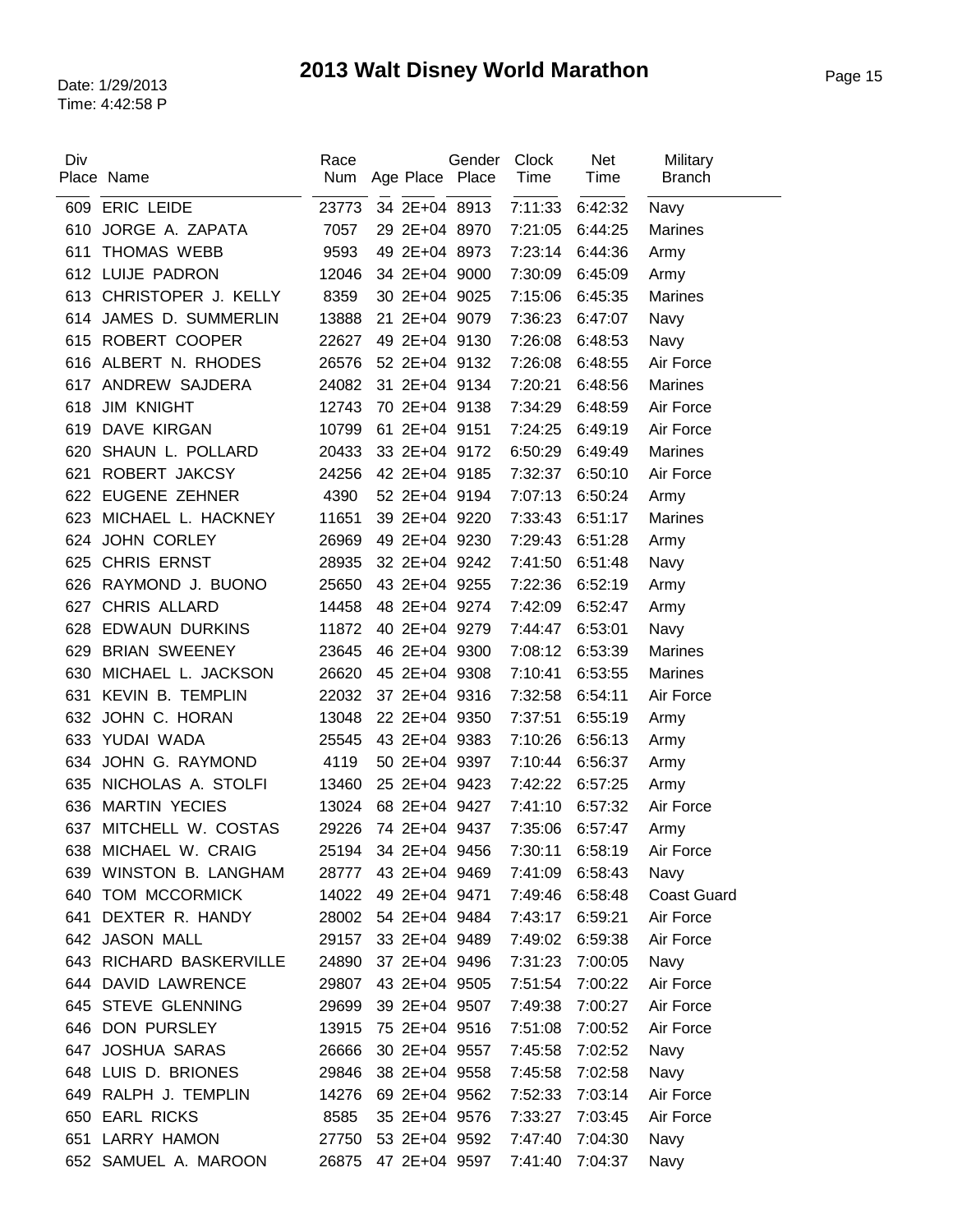# 2013 Walt Disney World Marathon

Date: 1/29/2013
Time: 4:42:58 P

| Div Place | Name | Race Num | Age | Place | Gender Place | Clock Time | Net Time | Military Branch |
|---|---|---|---|---|---|---|---|---|
| 609 | ERIC LEIDE | 23773 | 34 | 2E+04 | 8913 | 7:11:33 | 6:42:32 | Navy |
| 610 | JORGE A. ZAPATA | 7057 | 29 | 2E+04 | 8970 | 7:21:05 | 6:44:25 | Marines |
| 611 | THOMAS WEBB | 9593 | 49 | 2E+04 | 8973 | 7:23:14 | 6:44:36 | Army |
| 612 | LUIJE PADRON | 12046 | 34 | 2E+04 | 9000 | 7:30:09 | 6:45:09 | Army |
| 613 | CHRISTOPER J. KELLY | 8359 | 30 | 2E+04 | 9025 | 7:15:06 | 6:45:35 | Marines |
| 614 | JAMES D. SUMMERLIN | 13888 | 21 | 2E+04 | 9079 | 7:36:23 | 6:47:07 | Navy |
| 615 | ROBERT COOPER | 22627 | 49 | 2E+04 | 9130 | 7:26:08 | 6:48:53 | Navy |
| 616 | ALBERT N. RHODES | 26576 | 52 | 2E+04 | 9132 | 7:26:08 | 6:48:55 | Air Force |
| 617 | ANDREW SAJDERA | 24082 | 31 | 2E+04 | 9134 | 7:20:21 | 6:48:56 | Marines |
| 618 | JIM KNIGHT | 12743 | 70 | 2E+04 | 9138 | 7:34:29 | 6:48:59 | Air Force |
| 619 | DAVE KIRGAN | 10799 | 61 | 2E+04 | 9151 | 7:24:25 | 6:49:19 | Air Force |
| 620 | SHAUN L. POLLARD | 20433 | 33 | 2E+04 | 9172 | 6:50:29 | 6:49:49 | Marines |
| 621 | ROBERT JAKCSY | 24256 | 42 | 2E+04 | 9185 | 7:32:37 | 6:50:10 | Air Force |
| 622 | EUGENE ZEHNER | 4390 | 52 | 2E+04 | 9194 | 7:07:13 | 6:50:24 | Army |
| 623 | MICHAEL L. HACKNEY | 11651 | 39 | 2E+04 | 9220 | 7:33:43 | 6:51:17 | Marines |
| 624 | JOHN CORLEY | 26969 | 49 | 2E+04 | 9230 | 7:29:43 | 6:51:28 | Army |
| 625 | CHRIS ERNST | 28935 | 32 | 2E+04 | 9242 | 7:41:50 | 6:51:48 | Navy |
| 626 | RAYMOND J. BUONO | 25650 | 43 | 2E+04 | 9255 | 7:22:36 | 6:52:19 | Army |
| 627 | CHRIS ALLARD | 14458 | 48 | 2E+04 | 9274 | 7:42:09 | 6:52:47 | Army |
| 628 | EDWAUN DURKINS | 11872 | 40 | 2E+04 | 9279 | 7:44:47 | 6:53:01 | Navy |
| 629 | BRIAN SWEENEY | 23645 | 46 | 2E+04 | 9300 | 7:08:12 | 6:53:39 | Marines |
| 630 | MICHAEL L. JACKSON | 26620 | 45 | 2E+04 | 9308 | 7:10:41 | 6:53:55 | Marines |
| 631 | KEVIN B. TEMPLIN | 22032 | 37 | 2E+04 | 9316 | 7:32:58 | 6:54:11 | Air Force |
| 632 | JOHN C. HORAN | 13048 | 22 | 2E+04 | 9350 | 7:37:51 | 6:55:19 | Army |
| 633 | YUDAI WADA | 25545 | 43 | 2E+04 | 9383 | 7:10:26 | 6:56:13 | Army |
| 634 | JOHN G. RAYMOND | 4119 | 50 | 2E+04 | 9397 | 7:10:44 | 6:56:37 | Army |
| 635 | NICHOLAS A. STOLFI | 13460 | 25 | 2E+04 | 9423 | 7:42:22 | 6:57:25 | Army |
| 636 | MARTIN YECIES | 13024 | 68 | 2E+04 | 9427 | 7:41:10 | 6:57:32 | Air Force |
| 637 | MITCHELL W. COSTAS | 29226 | 74 | 2E+04 | 9437 | 7:35:06 | 6:57:47 | Army |
| 638 | MICHAEL W. CRAIG | 25194 | 34 | 2E+04 | 9456 | 7:30:11 | 6:58:19 | Air Force |
| 639 | WINSTON B. LANGHAM | 28777 | 43 | 2E+04 | 9469 | 7:41:09 | 6:58:43 | Navy |
| 640 | TOM MCCORMICK | 14022 | 49 | 2E+04 | 9471 | 7:49:46 | 6:58:48 | Coast Guard |
| 641 | DEXTER R. HANDY | 28002 | 54 | 2E+04 | 9484 | 7:43:17 | 6:59:21 | Air Force |
| 642 | JASON MALL | 29157 | 33 | 2E+04 | 9489 | 7:49:02 | 6:59:38 | Air Force |
| 643 | RICHARD BASKERVILLE | 24890 | 37 | 2E+04 | 9496 | 7:31:23 | 7:00:05 | Navy |
| 644 | DAVID LAWRENCE | 29807 | 43 | 2E+04 | 9505 | 7:51:54 | 7:00:22 | Air Force |
| 645 | STEVE GLENNING | 29699 | 39 | 2E+04 | 9507 | 7:49:38 | 7:00:27 | Air Force |
| 646 | DON PURSLEY | 13915 | 75 | 2E+04 | 9516 | 7:51:08 | 7:00:52 | Air Force |
| 647 | JOSHUA SARAS | 26666 | 30 | 2E+04 | 9557 | 7:45:58 | 7:02:52 | Navy |
| 648 | LUIS D. BRIONES | 29846 | 38 | 2E+04 | 9558 | 7:45:58 | 7:02:58 | Navy |
| 649 | RALPH J. TEMPLIN | 14276 | 69 | 2E+04 | 9562 | 7:52:33 | 7:03:14 | Air Force |
| 650 | EARL RICKS | 8585 | 35 | 2E+04 | 9576 | 7:33:27 | 7:03:45 | Air Force |
| 651 | LARRY HAMON | 27750 | 53 | 2E+04 | 9592 | 7:47:40 | 7:04:30 | Navy |
| 652 | SAMUEL A. MAROON | 26875 | 47 | 2E+04 | 9597 | 7:41:40 | 7:04:37 | Navy |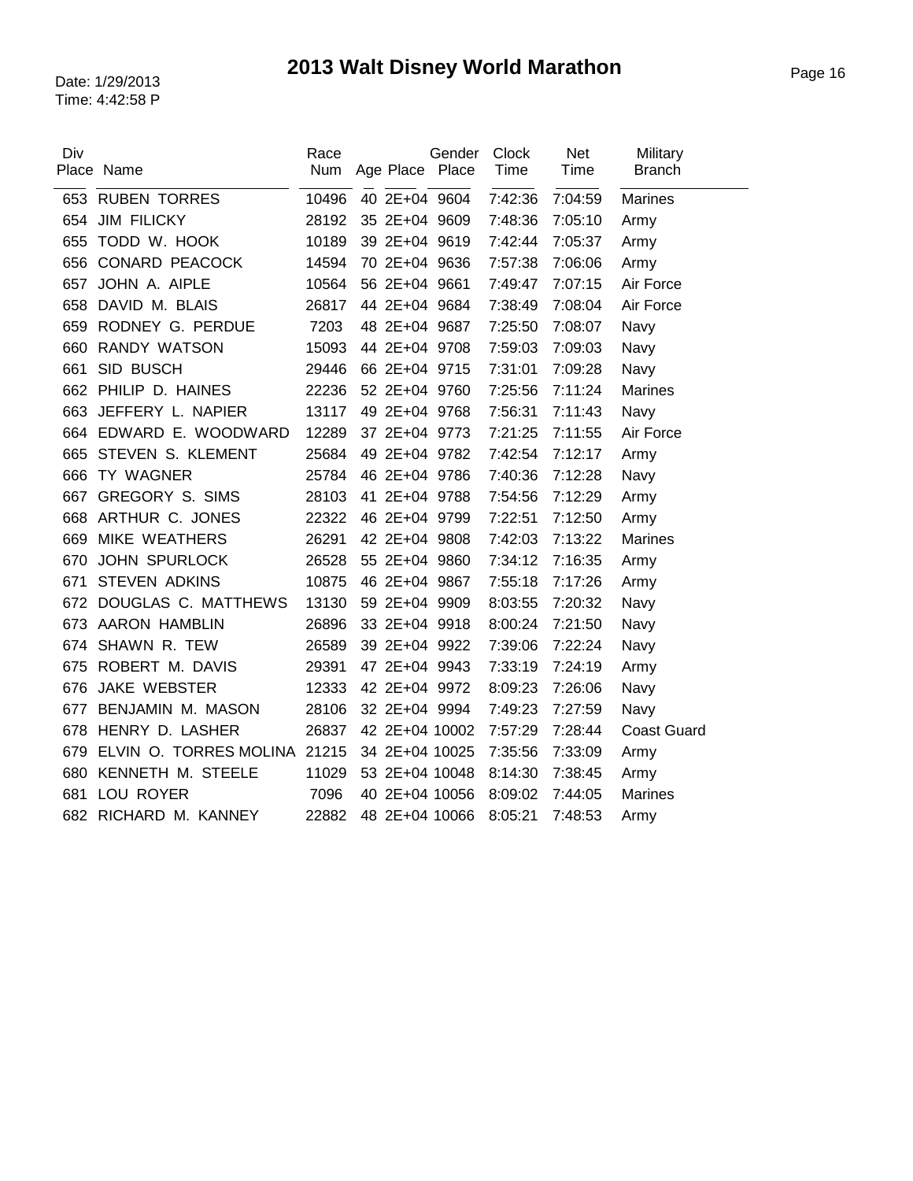# 2013 Walt Disney World Marathon

Date: 1/29/2013
Time: 4:42:58 P

| Div Place | Name | Race Num | Age | Place | Gender Place | Clock Time | Net Time | Military Branch |
|---|---|---|---|---|---|---|---|---|
| 653 | RUBEN TORRES | 10496 | 40 | 2E+04 | 9604 | 7:42:36 | 7:04:59 | Marines |
| 654 | JIM FILICKY | 28192 | 35 | 2E+04 | 9609 | 7:48:36 | 7:05:10 | Army |
| 655 | TODD W. HOOK | 10189 | 39 | 2E+04 | 9619 | 7:42:44 | 7:05:37 | Army |
| 656 | CONARD PEACOCK | 14594 | 70 | 2E+04 | 9636 | 7:57:38 | 7:06:06 | Army |
| 657 | JOHN A. AIPLE | 10564 | 56 | 2E+04 | 9661 | 7:49:47 | 7:07:15 | Air Force |
| 658 | DAVID M. BLAIS | 26817 | 44 | 2E+04 | 9684 | 7:38:49 | 7:08:04 | Air Force |
| 659 | RODNEY G. PERDUE | 7203 | 48 | 2E+04 | 9687 | 7:25:50 | 7:08:07 | Navy |
| 660 | RANDY WATSON | 15093 | 44 | 2E+04 | 9708 | 7:59:03 | 7:09:03 | Navy |
| 661 | SID BUSCH | 29446 | 66 | 2E+04 | 9715 | 7:31:01 | 7:09:28 | Navy |
| 662 | PHILIP D. HAINES | 22236 | 52 | 2E+04 | 9760 | 7:25:56 | 7:11:24 | Marines |
| 663 | JEFFERY L. NAPIER | 13117 | 49 | 2E+04 | 9768 | 7:56:31 | 7:11:43 | Navy |
| 664 | EDWARD E. WOODWARD | 12289 | 37 | 2E+04 | 9773 | 7:21:25 | 7:11:55 | Air Force |
| 665 | STEVEN S. KLEMENT | 25684 | 49 | 2E+04 | 9782 | 7:42:54 | 7:12:17 | Army |
| 666 | TY WAGNER | 25784 | 46 | 2E+04 | 9786 | 7:40:36 | 7:12:28 | Navy |
| 667 | GREGORY S. SIMS | 28103 | 41 | 2E+04 | 9788 | 7:54:56 | 7:12:29 | Army |
| 668 | ARTHUR C. JONES | 22322 | 46 | 2E+04 | 9799 | 7:22:51 | 7:12:50 | Army |
| 669 | MIKE WEATHERS | 26291 | 42 | 2E+04 | 9808 | 7:42:03 | 7:13:22 | Marines |
| 670 | JOHN SPURLOCK | 26528 | 55 | 2E+04 | 9860 | 7:34:12 | 7:16:35 | Army |
| 671 | STEVEN ADKINS | 10875 | 46 | 2E+04 | 9867 | 7:55:18 | 7:17:26 | Army |
| 672 | DOUGLAS C. MATTHEWS | 13130 | 59 | 2E+04 | 9909 | 8:03:55 | 7:20:32 | Navy |
| 673 | AARON HAMBLIN | 26896 | 33 | 2E+04 | 9918 | 8:00:24 | 7:21:50 | Navy |
| 674 | SHAWN R. TEW | 26589 | 39 | 2E+04 | 9922 | 7:39:06 | 7:22:24 | Navy |
| 675 | ROBERT M. DAVIS | 29391 | 47 | 2E+04 | 9943 | 7:33:19 | 7:24:19 | Army |
| 676 | JAKE WEBSTER | 12333 | 42 | 2E+04 | 9972 | 8:09:23 | 7:26:06 | Navy |
| 677 | BENJAMIN M. MASON | 28106 | 32 | 2E+04 | 9994 | 7:49:23 | 7:27:59 | Navy |
| 678 | HENRY D. LASHER | 26837 | 42 | 2E+04 | 10002 | 7:57:29 | 7:28:44 | Coast Guard |
| 679 | ELVIN O. TORRES MOLINA | 21215 | 34 | 2E+04 | 10025 | 7:35:56 | 7:33:09 | Army |
| 680 | KENNETH M. STEELE | 11029 | 53 | 2E+04 | 10048 | 8:14:30 | 7:38:45 | Army |
| 681 | LOU ROYER | 7096 | 40 | 2E+04 | 10056 | 8:09:02 | 7:44:05 | Marines |
| 682 | RICHARD M. KANNEY | 22882 | 48 | 2E+04 | 10066 | 8:05:21 | 7:48:53 | Army |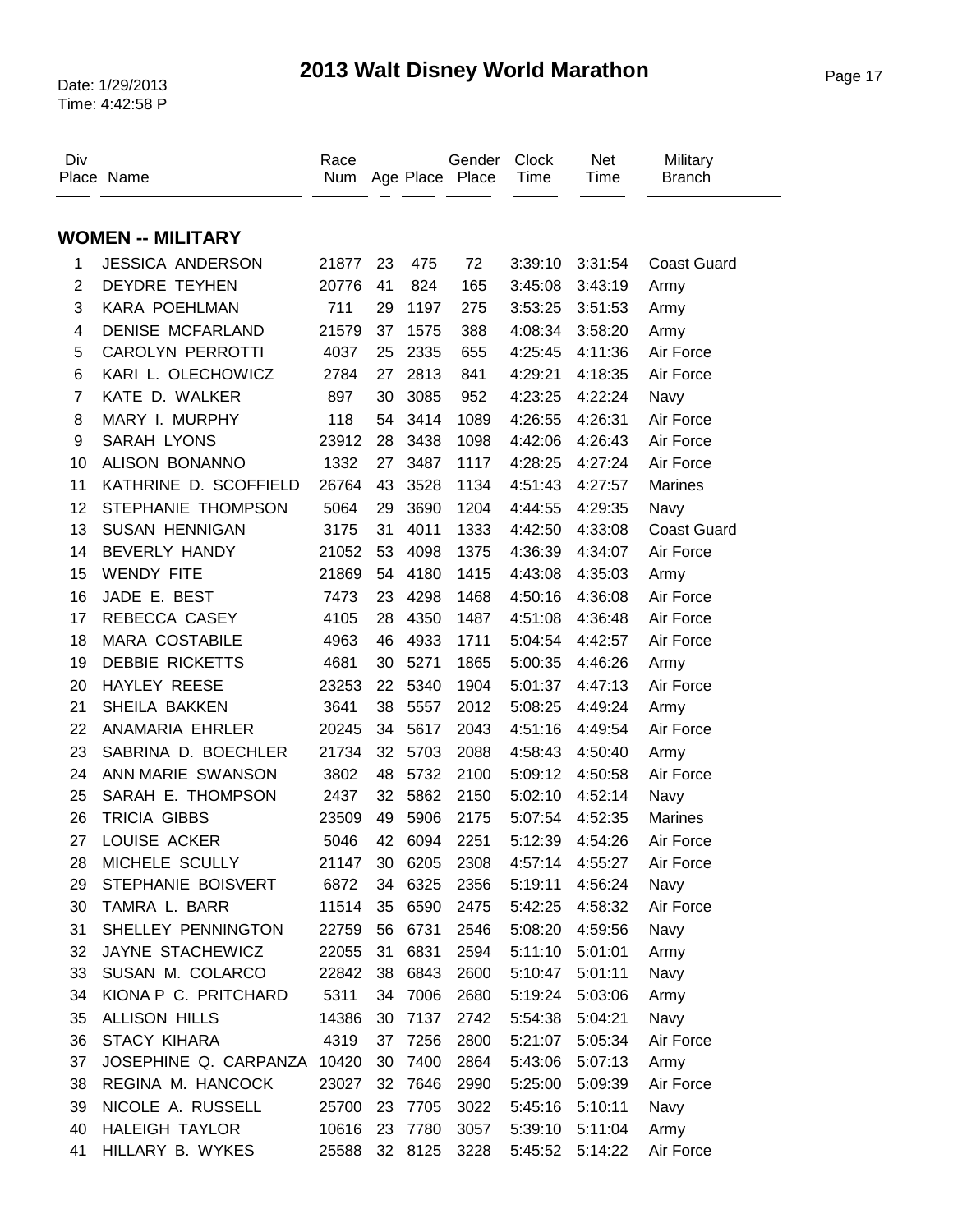# 2013 Walt Disney World Marathon

Date: 1/29/2013
Time: 4:42:58 P

## WOMEN -- MILITARY

| Div Place | Name | Race Num | Age | Place | Gender Place | Clock Time | Net Time | Military Branch |
|---|---|---|---|---|---|---|---|---|
| 1 | JESSICA ANDERSON | 21877 | 23 | 475 | 72 | 3:39:10 | 3:31:54 | Coast Guard |
| 2 | DEYDRE TEYHEN | 20776 | 41 | 824 | 165 | 3:45:08 | 3:43:19 | Army |
| 3 | KARA POEHLMAN | 711 | 29 | 1197 | 275 | 3:53:25 | 3:51:53 | Army |
| 4 | DENISE MCFARLAND | 21579 | 37 | 1575 | 388 | 4:08:34 | 3:58:20 | Army |
| 5 | CAROLYN PERROTTI | 4037 | 25 | 2335 | 655 | 4:25:45 | 4:11:36 | Air Force |
| 6 | KARI L. OLECHOWICZ | 2784 | 27 | 2813 | 841 | 4:29:21 | 4:18:35 | Air Force |
| 7 | KATE D. WALKER | 897 | 30 | 3085 | 952 | 4:23:25 | 4:22:24 | Navy |
| 8 | MARY I. MURPHY | 118 | 54 | 3414 | 1089 | 4:26:55 | 4:26:31 | Air Force |
| 9 | SARAH LYONS | 23912 | 28 | 3438 | 1098 | 4:42:06 | 4:26:43 | Air Force |
| 10 | ALISON BONANNO | 1332 | 27 | 3487 | 1117 | 4:28:25 | 4:27:24 | Air Force |
| 11 | KATHRINE D. SCOFFIELD | 26764 | 43 | 3528 | 1134 | 4:51:43 | 4:27:57 | Marines |
| 12 | STEPHANIE THOMPSON | 5064 | 29 | 3690 | 1204 | 4:44:55 | 4:29:35 | Navy |
| 13 | SUSAN HENNIGAN | 3175 | 31 | 4011 | 1333 | 4:42:50 | 4:33:08 | Coast Guard |
| 14 | BEVERLY HANDY | 21052 | 53 | 4098 | 1375 | 4:36:39 | 4:34:07 | Air Force |
| 15 | WENDY FITE | 21869 | 54 | 4180 | 1415 | 4:43:08 | 4:35:03 | Army |
| 16 | JADE E. BEST | 7473 | 23 | 4298 | 1468 | 4:50:16 | 4:36:08 | Air Force |
| 17 | REBECCA CASEY | 4105 | 28 | 4350 | 1487 | 4:51:08 | 4:36:48 | Air Force |
| 18 | MARA COSTABILE | 4963 | 46 | 4933 | 1711 | 5:04:54 | 4:42:57 | Air Force |
| 19 | DEBBIE RICKETTS | 4681 | 30 | 5271 | 1865 | 5:00:35 | 4:46:26 | Army |
| 20 | HAYLEY REESE | 23253 | 22 | 5340 | 1904 | 5:01:37 | 4:47:13 | Air Force |
| 21 | SHEILA BAKKEN | 3641 | 38 | 5557 | 2012 | 5:08:25 | 4:49:24 | Army |
| 22 | ANAMARIA EHRLER | 20245 | 34 | 5617 | 2043 | 4:51:16 | 4:49:54 | Air Force |
| 23 | SABRINA D. BOECHLER | 21734 | 32 | 5703 | 2088 | 4:58:43 | 4:50:40 | Army |
| 24 | ANN MARIE SWANSON | 3802 | 48 | 5732 | 2100 | 5:09:12 | 4:50:58 | Air Force |
| 25 | SARAH E. THOMPSON | 2437 | 32 | 5862 | 2150 | 5:02:10 | 4:52:14 | Navy |
| 26 | TRICIA GIBBS | 23509 | 49 | 5906 | 2175 | 5:07:54 | 4:52:35 | Marines |
| 27 | LOUISE ACKER | 5046 | 42 | 6094 | 2251 | 5:12:39 | 4:54:26 | Air Force |
| 28 | MICHELE SCULLY | 21147 | 30 | 6205 | 2308 | 4:57:14 | 4:55:27 | Air Force |
| 29 | STEPHANIE BOISVERT | 6872 | 34 | 6325 | 2356 | 5:19:11 | 4:56:24 | Navy |
| 30 | TAMRA L. BARR | 11514 | 35 | 6590 | 2475 | 5:42:25 | 4:58:32 | Air Force |
| 31 | SHELLEY PENNINGTON | 22759 | 56 | 6731 | 2546 | 5:08:20 | 4:59:56 | Navy |
| 32 | JAYNE STACHEWICZ | 22055 | 31 | 6831 | 2594 | 5:11:10 | 5:01:01 | Army |
| 33 | SUSAN M. COLARCO | 22842 | 38 | 6843 | 2600 | 5:10:47 | 5:01:11 | Navy |
| 34 | KIONA P C. PRITCHARD | 5311 | 34 | 7006 | 2680 | 5:19:24 | 5:03:06 | Army |
| 35 | ALLISON HILLS | 14386 | 30 | 7137 | 2742 | 5:54:38 | 5:04:21 | Navy |
| 36 | STACY KIHARA | 4319 | 37 | 7256 | 2800 | 5:21:07 | 5:05:34 | Air Force |
| 37 | JOSEPHINE Q. CARPANZA | 10420 | 30 | 7400 | 2864 | 5:43:06 | 5:07:13 | Army |
| 38 | REGINA M. HANCOCK | 23027 | 32 | 7646 | 2990 | 5:25:00 | 5:09:39 | Air Force |
| 39 | NICOLE A. RUSSELL | 25700 | 23 | 7705 | 3022 | 5:45:16 | 5:10:11 | Navy |
| 40 | HALEIGH TAYLOR | 10616 | 23 | 7780 | 3057 | 5:39:10 | 5:11:04 | Army |
| 41 | HILLARY B. WYKES | 25588 | 32 | 8125 | 3228 | 5:45:52 | 5:14:22 | Air Force |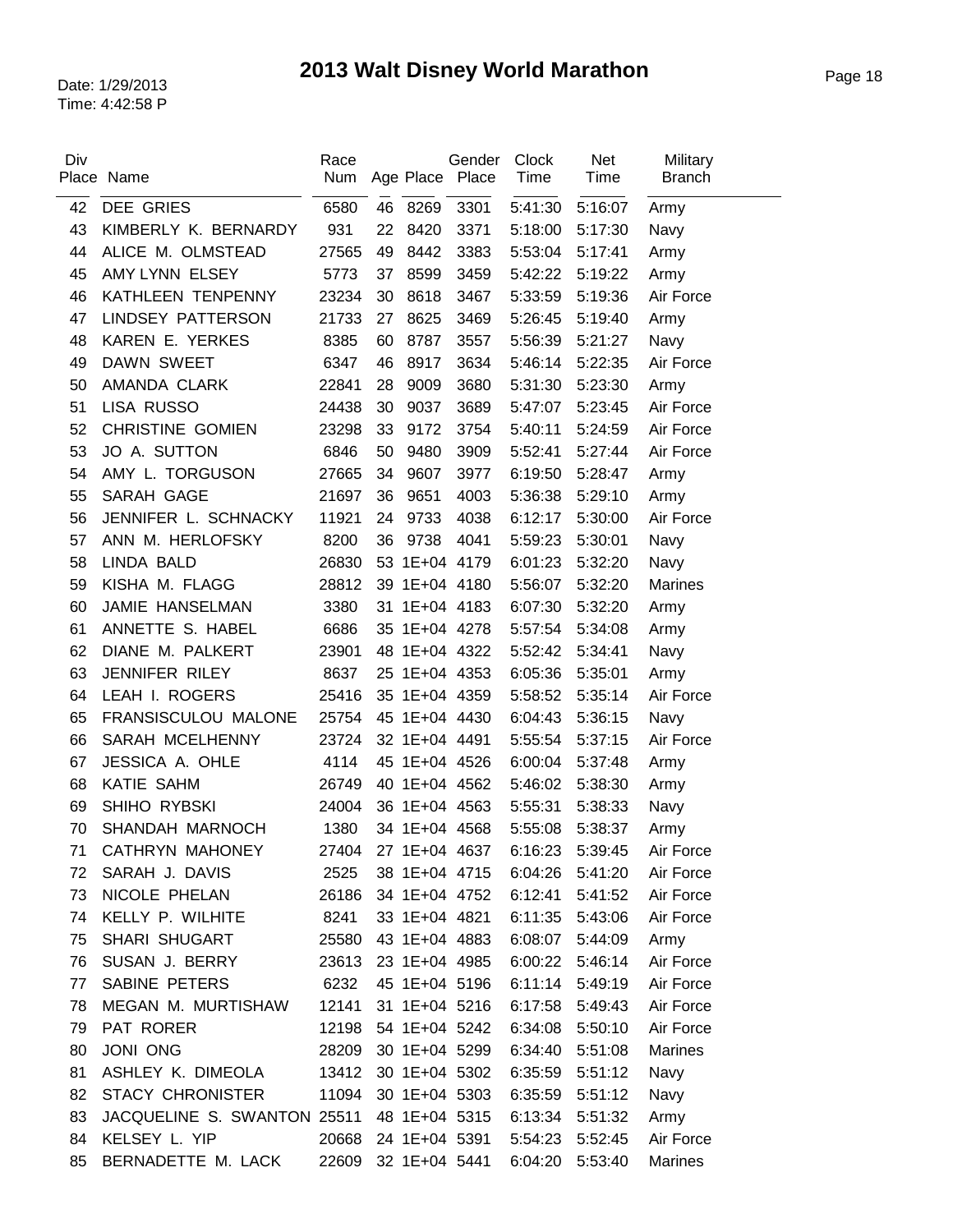# 2013 Walt Disney World Marathon

Date: 1/29/2013
Time: 4:42:58 P

| Div Place | Name | Race Num | Age | Place | Gender Place | Clock Time | Net Time | Military Branch |
|---|---|---|---|---|---|---|---|---|
| 42 | DEE GRIES | 6580 | 46 | 8269 | 3301 | 5:41:30 | 5:16:07 | Army |
| 43 | KIMBERLY K. BERNARDY | 931 | 22 | 8420 | 3371 | 5:18:00 | 5:17:30 | Navy |
| 44 | ALICE M. OLMSTEAD | 27565 | 49 | 8442 | 3383 | 5:53:04 | 5:17:41 | Army |
| 45 | AMY LYNN ELSEY | 5773 | 37 | 8599 | 3459 | 5:42:22 | 5:19:22 | Army |
| 46 | KATHLEEN TENPENNY | 23234 | 30 | 8618 | 3467 | 5:33:59 | 5:19:36 | Air Force |
| 47 | LINDSEY PATTERSON | 21733 | 27 | 8625 | 3469 | 5:26:45 | 5:19:40 | Army |
| 48 | KAREN E. YERKES | 8385 | 60 | 8787 | 3557 | 5:56:39 | 5:21:27 | Navy |
| 49 | DAWN SWEET | 6347 | 46 | 8917 | 3634 | 5:46:14 | 5:22:35 | Air Force |
| 50 | AMANDA CLARK | 22841 | 28 | 9009 | 3680 | 5:31:30 | 5:23:30 | Army |
| 51 | LISA RUSSO | 24438 | 30 | 9037 | 3689 | 5:47:07 | 5:23:45 | Air Force |
| 52 | CHRISTINE GOMIEN | 23298 | 33 | 9172 | 3754 | 5:40:11 | 5:24:59 | Air Force |
| 53 | JO A. SUTTON | 6846 | 50 | 9480 | 3909 | 5:52:41 | 5:27:44 | Air Force |
| 54 | AMY L. TORGUSON | 27665 | 34 | 9607 | 3977 | 6:19:50 | 5:28:47 | Army |
| 55 | SARAH GAGE | 21697 | 36 | 9651 | 4003 | 5:36:38 | 5:29:10 | Army |
| 56 | JENNIFER L. SCHNACKY | 11921 | 24 | 9733 | 4038 | 6:12:17 | 5:30:00 | Air Force |
| 57 | ANN M. HERLOFSKY | 8200 | 36 | 9738 | 4041 | 5:59:23 | 5:30:01 | Navy |
| 58 | LINDA BALD | 26830 | 53 | 1E+04 | 4179 | 6:01:23 | 5:32:20 | Navy |
| 59 | KISHA M. FLAGG | 28812 | 39 | 1E+04 | 4180 | 5:56:07 | 5:32:20 | Marines |
| 60 | JAMIE HANSELMAN | 3380 | 31 | 1E+04 | 4183 | 6:07:30 | 5:32:20 | Army |
| 61 | ANNETTE S. HABEL | 6686 | 35 | 1E+04 | 4278 | 5:57:54 | 5:34:08 | Army |
| 62 | DIANE M. PALKERT | 23901 | 48 | 1E+04 | 4322 | 5:52:42 | 5:34:41 | Navy |
| 63 | JENNIFER RILEY | 8637 | 25 | 1E+04 | 4353 | 6:05:36 | 5:35:01 | Army |
| 64 | LEAH I. ROGERS | 25416 | 35 | 1E+04 | 4359 | 5:58:52 | 5:35:14 | Air Force |
| 65 | FRANSISCULOU MALONE | 25754 | 45 | 1E+04 | 4430 | 6:04:43 | 5:36:15 | Navy |
| 66 | SARAH MCELHENNY | 23724 | 32 | 1E+04 | 4491 | 5:55:54 | 5:37:15 | Air Force |
| 67 | JESSICA A. OHLE | 4114 | 45 | 1E+04 | 4526 | 6:00:04 | 5:37:48 | Army |
| 68 | KATIE SAHM | 26749 | 40 | 1E+04 | 4562 | 5:46:02 | 5:38:30 | Army |
| 69 | SHIHO RYBSKI | 24004 | 36 | 1E+04 | 4563 | 5:55:31 | 5:38:33 | Navy |
| 70 | SHANDAH MARNOCH | 1380 | 34 | 1E+04 | 4568 | 5:55:08 | 5:38:37 | Army |
| 71 | CATHRYN MAHONEY | 27404 | 27 | 1E+04 | 4637 | 6:16:23 | 5:39:45 | Air Force |
| 72 | SARAH J. DAVIS | 2525 | 38 | 1E+04 | 4715 | 6:04:26 | 5:41:20 | Air Force |
| 73 | NICOLE PHELAN | 26186 | 34 | 1E+04 | 4752 | 6:12:41 | 5:41:52 | Air Force |
| 74 | KELLY P. WILHITE | 8241 | 33 | 1E+04 | 4821 | 6:11:35 | 5:43:06 | Air Force |
| 75 | SHARI SHUGART | 25580 | 43 | 1E+04 | 4883 | 6:08:07 | 5:44:09 | Army |
| 76 | SUSAN J. BERRY | 23613 | 23 | 1E+04 | 4985 | 6:00:22 | 5:46:14 | Air Force |
| 77 | SABINE PETERS | 6232 | 45 | 1E+04 | 5196 | 6:11:14 | 5:49:19 | Air Force |
| 78 | MEGAN M. MURTISHAW | 12141 | 31 | 1E+04 | 5216 | 6:17:58 | 5:49:43 | Air Force |
| 79 | PAT RORER | 12198 | 54 | 1E+04 | 5242 | 6:34:08 | 5:50:10 | Air Force |
| 80 | JONI ONG | 28209 | 30 | 1E+04 | 5299 | 6:34:40 | 5:51:08 | Marines |
| 81 | ASHLEY K. DIMEOLA | 13412 | 30 | 1E+04 | 5302 | 6:35:59 | 5:51:12 | Navy |
| 82 | STACY CHRONISTER | 11094 | 30 | 1E+04 | 5303 | 6:35:59 | 5:51:12 | Navy |
| 83 | JACQUELINE S. SWANTON | 25511 | 48 | 1E+04 | 5315 | 6:13:34 | 5:51:32 | Army |
| 84 | KELSEY L. YIP | 20668 | 24 | 1E+04 | 5391 | 5:54:23 | 5:52:45 | Air Force |
| 85 | BERNADETTE M. LACK | 22609 | 32 | 1E+04 | 5441 | 6:04:20 | 5:53:40 | Marines |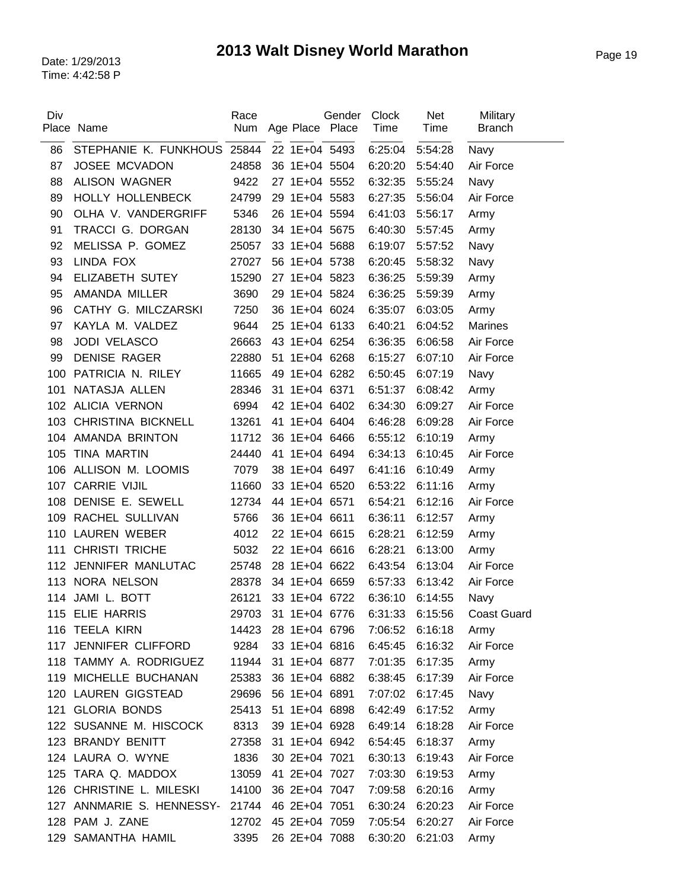# 2013 Walt Disney World Marathon

Date: 1/29/2013
Time: 4:42:58 P

| Div Place | Name | Race Num | Age | Place | Gender Place | Clock Time | Net Time | Military Branch |
|---|---|---|---|---|---|---|---|---|
| 86 | STEPHANIE K. FUNKHOUS | 25844 | 22 | 1E+04 | 5493 | 6:25:04 | 5:54:28 | Navy |
| 87 | JOSEE MCVADON | 24858 | 36 | 1E+04 | 5504 | 6:20:20 | 5:54:40 | Air Force |
| 88 | ALISON WAGNER | 9422 | 27 | 1E+04 | 5552 | 6:32:35 | 5:55:24 | Navy |
| 89 | HOLLY HOLLENBECK | 24799 | 29 | 1E+04 | 5583 | 6:27:35 | 5:56:04 | Air Force |
| 90 | OLHA V. VANDERGRIFF | 5346 | 26 | 1E+04 | 5594 | 6:41:03 | 5:56:17 | Army |
| 91 | TRACCI G. DORGAN | 28130 | 34 | 1E+04 | 5675 | 6:40:30 | 5:57:45 | Army |
| 92 | MELISSA P. GOMEZ | 25057 | 33 | 1E+04 | 5688 | 6:19:07 | 5:57:52 | Navy |
| 93 | LINDA FOX | 27027 | 56 | 1E+04 | 5738 | 6:20:45 | 5:58:32 | Navy |
| 94 | ELIZABETH SUTEY | 15290 | 27 | 1E+04 | 5823 | 6:36:25 | 5:59:39 | Army |
| 95 | AMANDA MILLER | 3690 | 29 | 1E+04 | 5824 | 6:36:25 | 5:59:39 | Army |
| 96 | CATHY G. MILCZARSKI | 7250 | 36 | 1E+04 | 6024 | 6:35:07 | 6:03:05 | Army |
| 97 | KAYLA M. VALDEZ | 9644 | 25 | 1E+04 | 6133 | 6:40:21 | 6:04:52 | Marines |
| 98 | JODI VELASCO | 26663 | 43 | 1E+04 | 6254 | 6:36:35 | 6:06:58 | Air Force |
| 99 | DENISE RAGER | 22880 | 51 | 1E+04 | 6268 | 6:15:27 | 6:07:10 | Air Force |
| 100 | PATRICIA N. RILEY | 11665 | 49 | 1E+04 | 6282 | 6:50:45 | 6:07:19 | Navy |
| 101 | NATASJA ALLEN | 28346 | 31 | 1E+04 | 6371 | 6:51:37 | 6:08:42 | Army |
| 102 | ALICIA VERNON | 6994 | 42 | 1E+04 | 6402 | 6:34:30 | 6:09:27 | Air Force |
| 103 | CHRISTINA BICKNELL | 13261 | 41 | 1E+04 | 6404 | 6:46:28 | 6:09:28 | Air Force |
| 104 | AMANDA BRINTON | 11712 | 36 | 1E+04 | 6466 | 6:55:12 | 6:10:19 | Army |
| 105 | TINA MARTIN | 24440 | 41 | 1E+04 | 6494 | 6:34:13 | 6:10:45 | Air Force |
| 106 | ALLISON M. LOOMIS | 7079 | 38 | 1E+04 | 6497 | 6:41:16 | 6:10:49 | Army |
| 107 | CARRIE VIJIL | 11660 | 33 | 1E+04 | 6520 | 6:53:22 | 6:11:16 | Army |
| 108 | DENISE E. SEWELL | 12734 | 44 | 1E+04 | 6571 | 6:54:21 | 6:12:16 | Air Force |
| 109 | RACHEL SULLIVAN | 5766 | 36 | 1E+04 | 6611 | 6:36:11 | 6:12:57 | Army |
| 110 | LAUREN WEBER | 4012 | 22 | 1E+04 | 6615 | 6:28:21 | 6:12:59 | Army |
| 111 | CHRISTI TRICHE | 5032 | 22 | 1E+04 | 6616 | 6:28:21 | 6:13:00 | Army |
| 112 | JENNIFER MANLUTAC | 25748 | 28 | 1E+04 | 6622 | 6:43:54 | 6:13:04 | Air Force |
| 113 | NORA NELSON | 28378 | 34 | 1E+04 | 6659 | 6:57:33 | 6:13:42 | Air Force |
| 114 | JAMI L. BOTT | 26121 | 33 | 1E+04 | 6722 | 6:36:10 | 6:14:55 | Navy |
| 115 | ELIE HARRIS | 29703 | 31 | 1E+04 | 6776 | 6:31:33 | 6:15:56 | Coast Guard |
| 116 | TEELA KIRN | 14423 | 28 | 1E+04 | 6796 | 7:06:52 | 6:16:18 | Army |
| 117 | JENNIFER CLIFFORD | 9284 | 33 | 1E+04 | 6816 | 6:45:45 | 6:16:32 | Air Force |
| 118 | TAMMY A. RODRIGUEZ | 11944 | 31 | 1E+04 | 6877 | 7:01:35 | 6:17:35 | Army |
| 119 | MICHELLE BUCHANAN | 25383 | 36 | 1E+04 | 6882 | 6:38:45 | 6:17:39 | Air Force |
| 120 | LAUREN GIGSTEAD | 29696 | 56 | 1E+04 | 6891 | 7:07:02 | 6:17:45 | Navy |
| 121 | GLORIA BONDS | 25413 | 51 | 1E+04 | 6898 | 6:42:49 | 6:17:52 | Army |
| 122 | SUSANNE M. HISCOCK | 8313 | 39 | 1E+04 | 6928 | 6:49:14 | 6:18:28 | Air Force |
| 123 | BRANDY BENITT | 27358 | 31 | 1E+04 | 6942 | 6:54:45 | 6:18:37 | Army |
| 124 | LAURA O. WYNE | 1836 | 30 | 2E+04 | 7021 | 6:30:13 | 6:19:43 | Air Force |
| 125 | TARA Q. MADDOX | 13059 | 41 | 2E+04 | 7027 | 7:03:30 | 6:19:53 | Army |
| 126 | CHRISTINE L. MILESKI | 14100 | 36 | 2E+04 | 7047 | 7:09:58 | 6:20:16 | Army |
| 127 | ANNMARIE S. HENNESSY- | 21744 | 46 | 2E+04 | 7051 | 6:30:24 | 6:20:23 | Air Force |
| 128 | PAM J. ZANE | 12702 | 45 | 2E+04 | 7059 | 7:05:54 | 6:20:27 | Air Force |
| 129 | SAMANTHA HAMIL | 3395 | 26 | 2E+04 | 7088 | 6:30:20 | 6:21:03 | Army |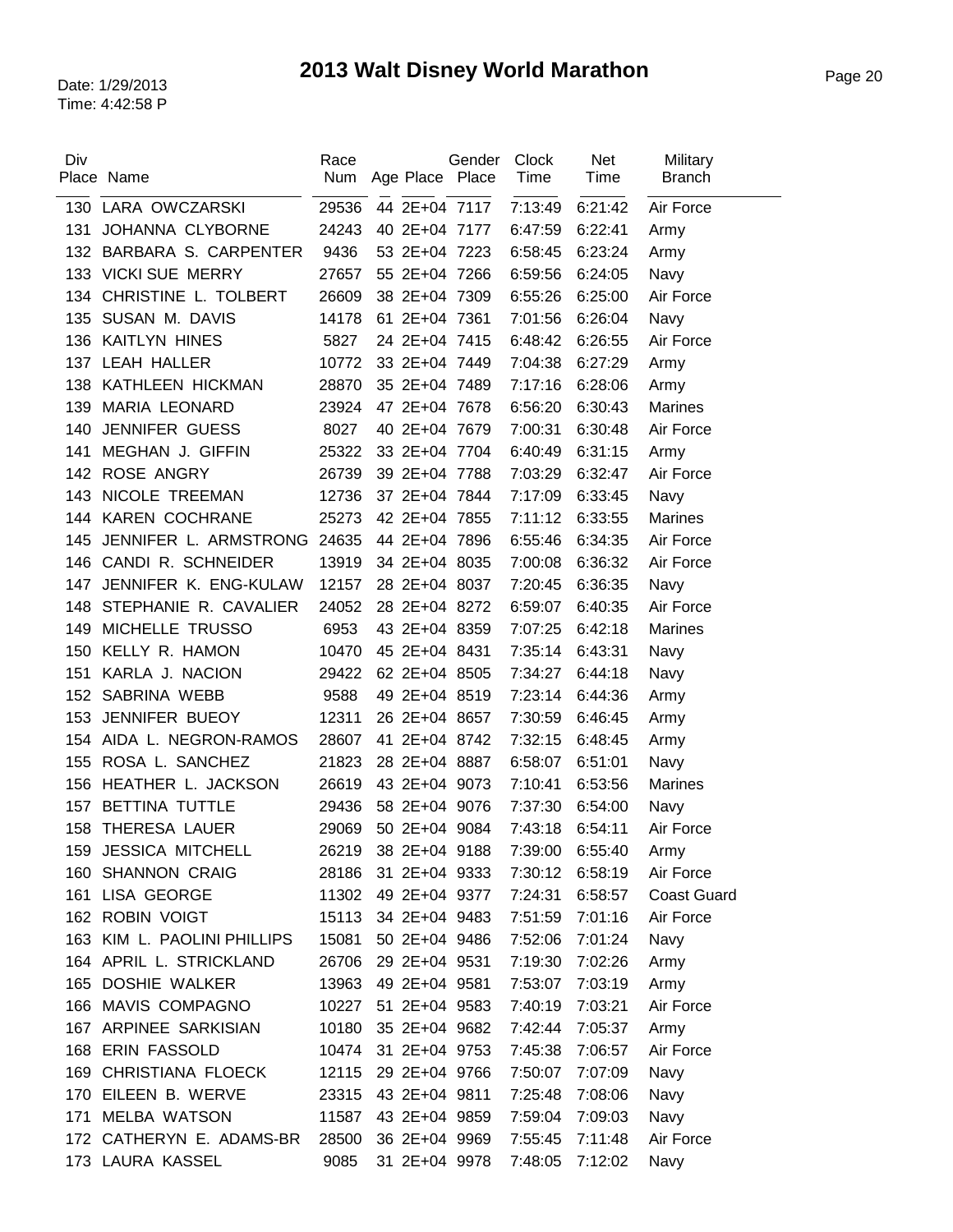# 2013 Walt Disney World Marathon

Date: 1/29/2013
Time: 4:42:58 P

| Div Place | Name | Race Num | Age | Place | Gender Place | Clock Time | Net Time | Military Branch |
|---|---|---|---|---|---|---|---|---|
| 130 | LARA OWCZARSKI | 29536 | 44 | 2E+04 | 7117 | 7:13:49 | 6:21:42 | Air Force |
| 131 | JOHANNA CLYBORNE | 24243 | 40 | 2E+04 | 7177 | 6:47:59 | 6:22:41 | Army |
| 132 | BARBARA S. CARPENTER | 9436 | 53 | 2E+04 | 7223 | 6:58:45 | 6:23:24 | Army |
| 133 | VICKI SUE MERRY | 27657 | 55 | 2E+04 | 7266 | 6:59:56 | 6:24:05 | Navy |
| 134 | CHRISTINE L. TOLBERT | 26609 | 38 | 2E+04 | 7309 | 6:55:26 | 6:25:00 | Air Force |
| 135 | SUSAN M. DAVIS | 14178 | 61 | 2E+04 | 7361 | 7:01:56 | 6:26:04 | Navy |
| 136 | KAITLYN HINES | 5827 | 24 | 2E+04 | 7415 | 6:48:42 | 6:26:55 | Air Force |
| 137 | LEAH HALLER | 10772 | 33 | 2E+04 | 7449 | 7:04:38 | 6:27:29 | Army |
| 138 | KATHLEEN HICKMAN | 28870 | 35 | 2E+04 | 7489 | 7:17:16 | 6:28:06 | Army |
| 139 | MARIA LEONARD | 23924 | 47 | 2E+04 | 7678 | 6:56:20 | 6:30:43 | Marines |
| 140 | JENNIFER GUESS | 8027 | 40 | 2E+04 | 7679 | 7:00:31 | 6:30:48 | Air Force |
| 141 | MEGHAN J. GIFFIN | 25322 | 33 | 2E+04 | 7704 | 6:40:49 | 6:31:15 | Army |
| 142 | ROSE ANGRY | 26739 | 39 | 2E+04 | 7788 | 7:03:29 | 6:32:47 | Air Force |
| 143 | NICOLE TREEMAN | 12736 | 37 | 2E+04 | 7844 | 7:17:09 | 6:33:45 | Navy |
| 144 | KAREN COCHRANE | 25273 | 42 | 2E+04 | 7855 | 7:11:12 | 6:33:55 | Marines |
| 145 | JENNIFER L. ARMSTRONG | 24635 | 44 | 2E+04 | 7896 | 6:55:46 | 6:34:35 | Air Force |
| 146 | CANDI R. SCHNEIDER | 13919 | 34 | 2E+04 | 8035 | 7:00:08 | 6:36:32 | Air Force |
| 147 | JENNIFER K. ENG-KULAW | 12157 | 28 | 2E+04 | 8037 | 7:20:45 | 6:36:35 | Navy |
| 148 | STEPHANIE R. CAVALIER | 24052 | 28 | 2E+04 | 8272 | 6:59:07 | 6:40:35 | Air Force |
| 149 | MICHELLE TRUSSO | 6953 | 43 | 2E+04 | 8359 | 7:07:25 | 6:42:18 | Marines |
| 150 | KELLY R. HAMON | 10470 | 45 | 2E+04 | 8431 | 7:35:14 | 6:43:31 | Navy |
| 151 | KARLA J. NACION | 29422 | 62 | 2E+04 | 8505 | 7:34:27 | 6:44:18 | Navy |
| 152 | SABRINA WEBB | 9588 | 49 | 2E+04 | 8519 | 7:23:14 | 6:44:36 | Army |
| 153 | JENNIFER BUEOY | 12311 | 26 | 2E+04 | 8657 | 7:30:59 | 6:46:45 | Army |
| 154 | AIDA L. NEGRON-RAMOS | 28607 | 41 | 2E+04 | 8742 | 7:32:15 | 6:48:45 | Army |
| 155 | ROSA L. SANCHEZ | 21823 | 28 | 2E+04 | 8887 | 6:58:07 | 6:51:01 | Navy |
| 156 | HEATHER L. JACKSON | 26619 | 43 | 2E+04 | 9073 | 7:10:41 | 6:53:56 | Marines |
| 157 | BETTINA TUTTLE | 29436 | 58 | 2E+04 | 9076 | 7:37:30 | 6:54:00 | Navy |
| 158 | THERESA LAUER | 29069 | 50 | 2E+04 | 9084 | 7:43:18 | 6:54:11 | Air Force |
| 159 | JESSICA MITCHELL | 26219 | 38 | 2E+04 | 9188 | 7:39:00 | 6:55:40 | Army |
| 160 | SHANNON CRAIG | 28186 | 31 | 2E+04 | 9333 | 7:30:12 | 6:58:19 | Air Force |
| 161 | LISA GEORGE | 11302 | 49 | 2E+04 | 9377 | 7:24:31 | 6:58:57 | Coast Guard |
| 162 | ROBIN VOIGT | 15113 | 34 | 2E+04 | 9483 | 7:51:59 | 7:01:16 | Air Force |
| 163 | KIM L. PAOLINI PHILLIPS | 15081 | 50 | 2E+04 | 9486 | 7:52:06 | 7:01:24 | Navy |
| 164 | APRIL L. STRICKLAND | 26706 | 29 | 2E+04 | 9531 | 7:19:30 | 7:02:26 | Army |
| 165 | DOSHIE WALKER | 13963 | 49 | 2E+04 | 9581 | 7:53:07 | 7:03:19 | Army |
| 166 | MAVIS COMPAGNO | 10227 | 51 | 2E+04 | 9583 | 7:40:19 | 7:03:21 | Air Force |
| 167 | ARPINEE SARKISIAN | 10180 | 35 | 2E+04 | 9682 | 7:42:44 | 7:05:37 | Army |
| 168 | ERIN FASSOLD | 10474 | 31 | 2E+04 | 9753 | 7:45:38 | 7:06:57 | Air Force |
| 169 | CHRISTIANA FLOECK | 12115 | 29 | 2E+04 | 9766 | 7:50:07 | 7:07:09 | Navy |
| 170 | EILEEN B. WERVE | 23315 | 43 | 2E+04 | 9811 | 7:25:48 | 7:08:06 | Navy |
| 171 | MELBA WATSON | 11587 | 43 | 2E+04 | 9859 | 7:59:04 | 7:09:03 | Navy |
| 172 | CATHERYN E. ADAMS-BR | 28500 | 36 | 2E+04 | 9969 | 7:55:45 | 7:11:48 | Air Force |
| 173 | LAURA KASSEL | 9085 | 31 | 2E+04 | 9978 | 7:48:05 | 7:12:02 | Navy |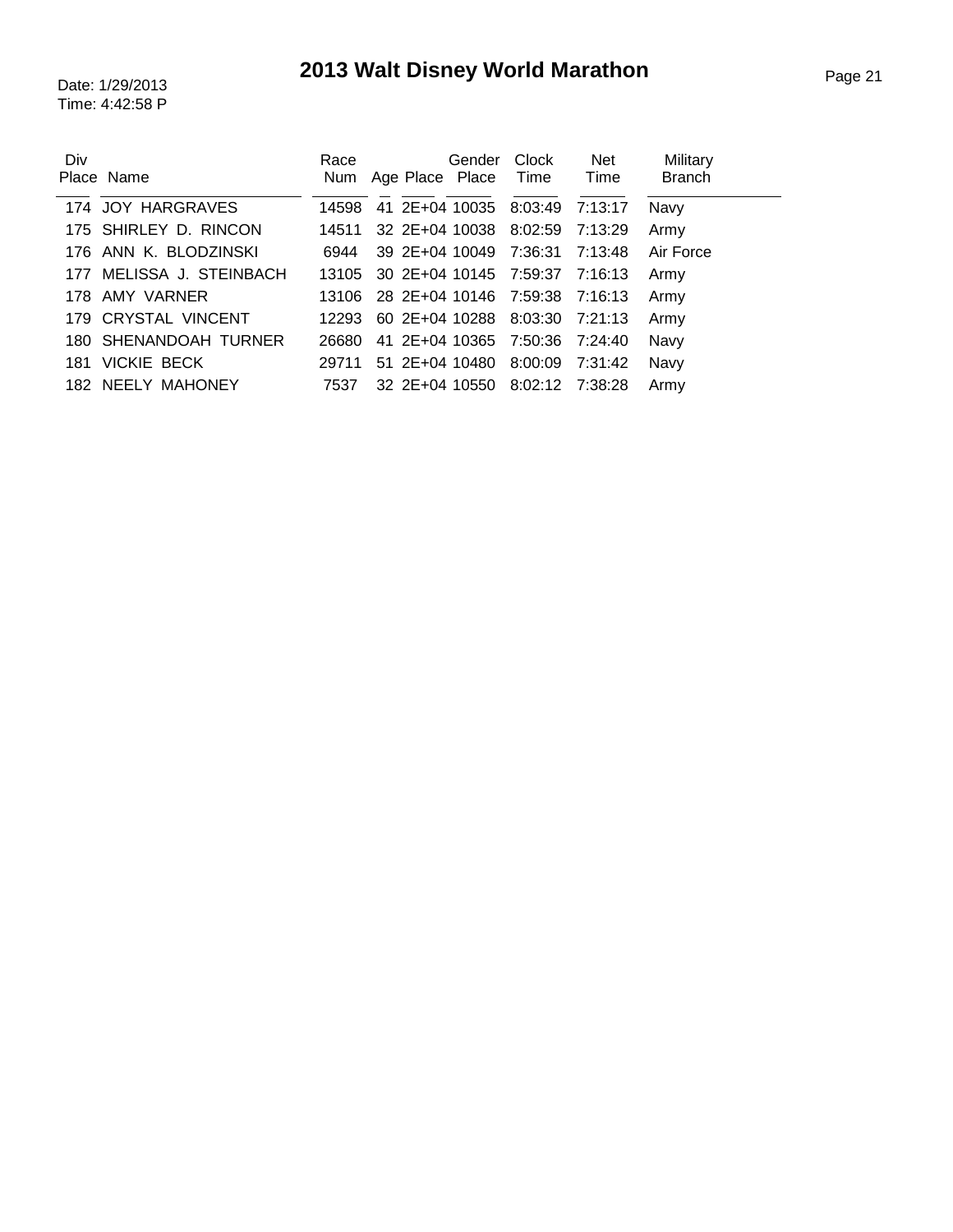# 2013 Walt Disney World Marathon

Date: 1/29/2013
Time: 4:42:58 P

| Div Place | Name | Race Num | Age | Place | Gender Place | Clock Time | Net Time | Military Branch |
|---|---|---|---|---|---|---|---|---|
| 174 | JOY HARGRAVES | 14598 | 41 | 2E+04 | 10035 | 8:03:49 | 7:13:17 | Navy |
| 175 | SHIRLEY D. RINCON | 14511 | 32 | 2E+04 | 10038 | 8:02:59 | 7:13:29 | Army |
| 176 | ANN K. BLODZINSKI | 6944 | 39 | 2E+04 | 10049 | 7:36:31 | 7:13:48 | Air Force |
| 177 | MELISSA J. STEINBACH | 13105 | 30 | 2E+04 | 10145 | 7:59:37 | 7:16:13 | Army |
| 178 | AMY VARNER | 13106 | 28 | 2E+04 | 10146 | 7:59:38 | 7:16:13 | Army |
| 179 | CRYSTAL VINCENT | 12293 | 60 | 2E+04 | 10288 | 8:03:30 | 7:21:13 | Army |
| 180 | SHENANDOAH TURNER | 26680 | 41 | 2E+04 | 10365 | 7:50:36 | 7:24:40 | Navy |
| 181 | VICKIE BECK | 29711 | 51 | 2E+04 | 10480 | 8:00:09 | 7:31:42 | Navy |
| 182 | NEELY MAHONEY | 7537 | 32 | 2E+04 | 10550 | 8:02:12 | 7:38:28 | Army |